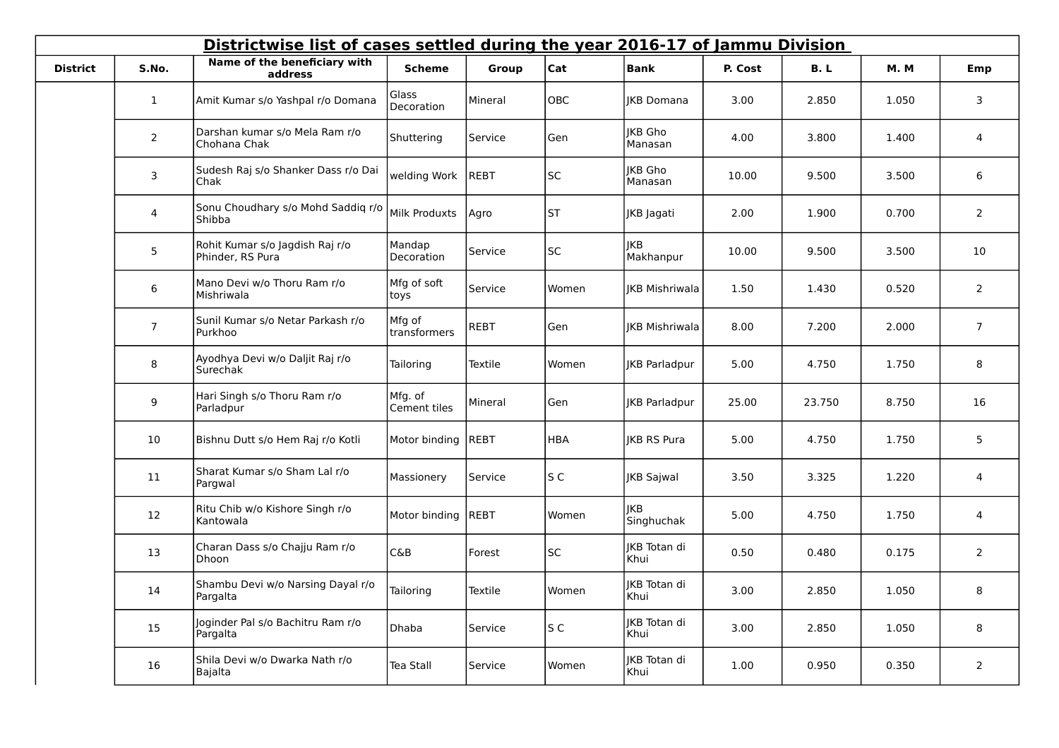## Districtwise list of cases settled during the year 2016-17 of Jammu Division

| District | S.No. | Name of the beneficiary with address | Scheme | Group | Cat | Bank | P. Cost | B. L | M. M | Emp |
|---|---|---|---|---|---|---|---|---|---|---|
| | 1 | Amit Kumar s/o Yashpal r/o Domana | Glass Decoration | Mineral | OBC | JKB Domana | 3.00 | 2.850 | 1.050 | 3 |
| | 2 | Darshan kumar s/o Mela Ram r/o Chohana Chak | Shuttering | Service | Gen | JKB Gho Manasan | 4.00 | 3.800 | 1.400 | 4 |
| | 3 | Sudesh Raj s/o Shanker Dass r/o Dai Chak | welding Work | REBT | SC | JKB Gho Manasan | 10.00 | 9.500 | 3.500 | 6 |
| | 4 | Sonu Choudhary s/o Mohd Saddiq r/o Shibba | Milk Produxts | Agro | ST | JKB Jagati | 2.00 | 1.900 | 0.700 | 2 |
| | 5 | Rohit Kumar s/o Jagdish Raj r/o Phinder, RS Pura | Mandap Decoration | Service | SC | JKB Makhanpur | 10.00 | 9.500 | 3.500 | 10 |
| | 6 | Mano Devi w/o Thoru Ram r/o Mishriwala | Mfg of soft toys | Service | Women | JKB Mishriwala | 1.50 | 1.430 | 0.520 | 2 |
| | 7 | Sunil Kumar s/o Netar Parkash r/o Purkhoo | Mfg of transformers | REBT | Gen | JKB Mishriwala | 8.00 | 7.200 | 2.000 | 7 |
| | 8 | Ayodhya Devi w/o Daljit Raj r/o Surechak | Tailoring | Textile | Women | JKB Parladpur | 5.00 | 4.750 | 1.750 | 8 |
| | 9 | Hari Singh s/o Thoru Ram r/o Parladpur | Mfg. of Cement tiles | Mineral | Gen | JKB Parladpur | 25.00 | 23.750 | 8.750 | 16 |
| | 10 | Bishnu Dutt s/o Hem Raj r/o Kotli | Motor binding | REBT | HBA | JKB RS Pura | 5.00 | 4.750 | 1.750 | 5 |
| | 11 | Sharat Kumar s/o Sham Lal r/o Pargwal | Massionery | Service | S C | JKB Sajwal | 3.50 | 3.325 | 1.220 | 4 |
| | 12 | Ritu Chib w/o Kishore Singh r/o Kantowala | Motor binding | REBT | Women | JKB Singhuchak | 5.00 | 4.750 | 1.750 | 4 |
| | 13 | Charan Dass s/o Chajju Ram r/o Dhoon | C&B | Forest | SC | JKB Totan di Khui | 0.50 | 0.480 | 0.175 | 2 |
| | 14 | Shambu Devi w/o Narsing Dayal r/o Pargalta | Tailoring | Textile | Women | JKB Totan di Khui | 3.00 | 2.850 | 1.050 | 8 |
| | 15 | Joginder Pal s/o Bachitru Ram r/o Pargalta | Dhaba | Service | S C | JKB Totan di Khui | 3.00 | 2.850 | 1.050 | 8 |
| | 16 | Shila Devi w/o Dwarka Nath r/o Bajalta | Tea Stall | Service | Women | JKB Totan di Khui | 1.00 | 0.950 | 0.350 | 2 |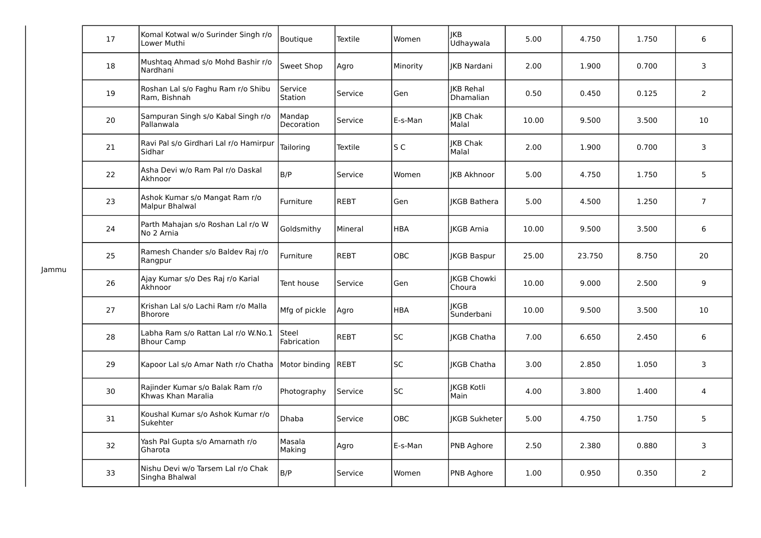| | | | | | | | | | | |
|---|---|---|---|---|---|---|---|---|---|---|
| Jammu | 17 | Komal Kotwal w/o Surinder Singh r/o Lower Muthi | Boutique | Textile | Women | JKB Udhaywala | 5.00 | 4.750 | 1.750 | 6 |
| | 18 | Mushtaq Ahmad s/o Mohd Bashir r/o Nardhani | Sweet Shop | Agro | Minority | JKB Nardani | 2.00 | 1.900 | 0.700 | 3 |
| | 19 | Roshan Lal s/o Faghu Ram r/o Shibu Ram, Bishnah | Service Station | Service | Gen | JKB Rehal Dhamalian | 0.50 | 0.450 | 0.125 | 2 |
| | 20 | Sampuran Singh s/o Kabal Singh r/o Pallanwala | Mandap Decoration | Service | E-s-Man | JKB Chak Malal | 10.00 | 9.500 | 3.500 | 10 |
| | 21 | Ravi Pal s/o Girdhari Lal r/o Hamirpur Sidhar | Tailoring | Textile | S C | JKB Chak Malal | 2.00 | 1.900 | 0.700 | 3 |
| | 22 | Asha Devi w/o Ram Pal r/o Daskal Akhnoor | B/P | Service | Women | JKB Akhnoor | 5.00 | 4.750 | 1.750 | 5 |
| | 23 | Ashok Kumar s/o Mangat Ram r/o Malpur Bhalwal | Furniture | REBT | Gen | JKGB Bathera | 5.00 | 4.500 | 1.250 | 7 |
| | 24 | Parth Mahajan s/o Roshan Lal r/o W No 2 Arnia | Goldsmithy | Mineral | HBA | JKGB Arnia | 10.00 | 9.500 | 3.500 | 6 |
| | 25 | Ramesh Chander s/o Baldev Raj r/o Rangpur | Furniture | REBT | OBC | JKGB Baspur | 25.00 | 23.750 | 8.750 | 20 |
| | 26 | Ajay Kumar s/o Des Raj r/o Karial Akhnoor | Tent house | Service | Gen | JKGB Chowki Choura | 10.00 | 9.000 | 2.500 | 9 |
| | 27 | Krishan Lal s/o Lachi Ram r/o Malla Bhorore | Mfg of pickle | Agro | HBA | JKGB Sunderbani | 10.00 | 9.500 | 3.500 | 10 |
| | 28 | Labha Ram s/o Rattan Lal r/o W.No.1 Bhour Camp | Steel Fabrication | REBT | SC | JKGB Chatha | 7.00 | 6.650 | 2.450 | 6 |
| | 29 | Kapoor Lal s/o Amar Nath r/o Chatha | Motor binding | REBT | SC | JKGB Chatha | 3.00 | 2.850 | 1.050 | 3 |
| | 30 | Rajinder Kumar s/o Balak Ram r/o Khwas Khan Maralia | Photography | Service | SC | JKGB Kotli Main | 4.00 | 3.800 | 1.400 | 4 |
| | 31 | Koushal Kumar s/o Ashok Kumar r/o Sukehter | Dhaba | Service | OBC | JKGB Sukheter | 5.00 | 4.750 | 1.750 | 5 |
| | 32 | Yash Pal Gupta s/o Amarnath r/o Gharota | Masala Making | Agro | E-s-Man | PNB Aghore | 2.50 | 2.380 | 0.880 | 3 |
| | 33 | Nishu Devi w/o Tarsem Lal r/o Chak Singha Bhalwal | B/P | Service | Women | PNB Aghore | 1.00 | 0.950 | 0.350 | 2 |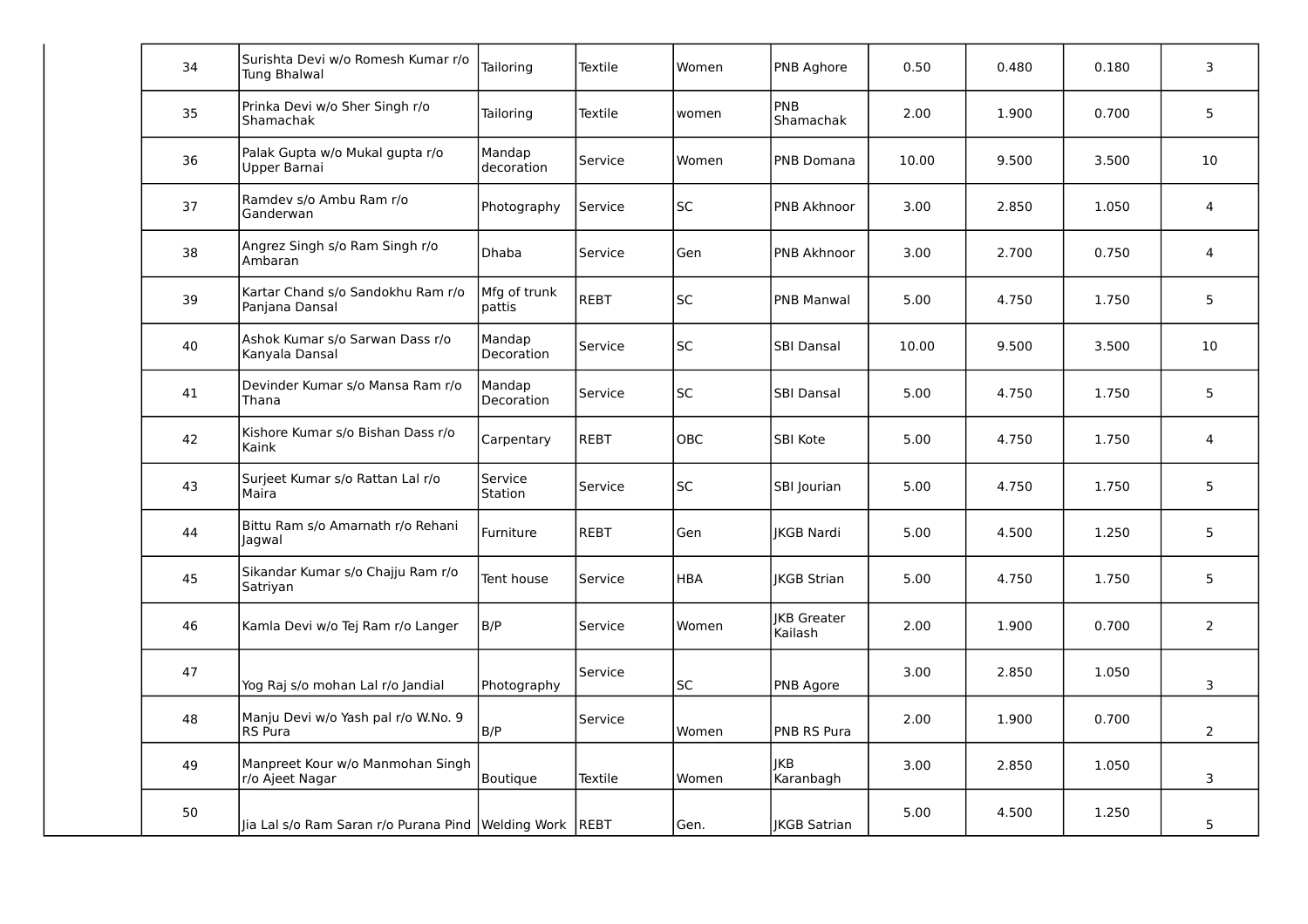| | | | | | | | | | | |
|---|---|---|---|---|---|---|---|---|---|---|
| | 34 | Surishta Devi w/o Romesh Kumar r/o Tung Bhalwal | Tailoring | Textile | Women | PNB Aghore | 0.50 | 0.480 | 0.180 | 3 |
| | 35 | Prinka Devi w/o Sher Singh r/o Shamachak | Tailoring | Textile | women | PNB Shamachak | 2.00 | 1.900 | 0.700 | 5 |
| | 36 | Palak Gupta w/o Mukal gupta r/o Upper Barnai | Mandap decoration | Service | Women | PNB Domana | 10.00 | 9.500 | 3.500 | 10 |
| | 37 | Ramdev s/o Ambu Ram r/o Ganderwan | Photography | Service | SC | PNB Akhnoor | 3.00 | 2.850 | 1.050 | 4 |
| | 38 | Angrez Singh s/o Ram Singh r/o Ambaran | Dhaba | Service | Gen | PNB Akhnoor | 3.00 | 2.700 | 0.750 | 4 |
| | 39 | Kartar Chand s/o Sandokhu Ram r/o Panjana Dansal | Mfg of trunk pattis | REBT | SC | PNB Manwal | 5.00 | 4.750 | 1.750 | 5 |
| | 40 | Ashok Kumar s/o Sarwan Dass r/o Kanyala Dansal | Mandap Decoration | Service | SC | SBI Dansal | 10.00 | 9.500 | 3.500 | 10 |
| | 41 | Devinder Kumar s/o Mansa Ram r/o Thana | Mandap Decoration | Service | SC | SBI Dansal | 5.00 | 4.750 | 1.750 | 5 |
| | 42 | Kishore Kumar s/o Bishan Dass r/o Kaink | Carpentary | REBT | OBC | SBI Kote | 5.00 | 4.750 | 1.750 | 4 |
| | 43 | Surjeet Kumar s/o Rattan Lal r/o Maira | Service Station | Service | SC | SBI Jourian | 5.00 | 4.750 | 1.750 | 5 |
| | 44 | Bittu Ram s/o Amarnath r/o Rehani Jagwal | Furniture | REBT | Gen | JKGB Nardi | 5.00 | 4.500 | 1.250 | 5 |
| | 45 | Sikandar Kumar s/o Chajju Ram r/o Satriyan | Tent house | Service | HBA | JKGB Strian | 5.00 | 4.750 | 1.750 | 5 |
| | 46 | Kamla Devi w/o Tej Ram r/o Langer | B/P | Service | Women | JKB Greater Kailash | 2.00 | 1.900 | 0.700 | 2 |
| | 47 | Yog Raj s/o mohan Lal r/o Jandial | Photography | Service | SC | PNB Agore | 3.00 | 2.850 | 1.050 | 3 |
| | 48 | Manju Devi w/o Yash pal r/o W.No. 9 RS Pura | B/P | Service | Women | PNB RS Pura | 2.00 | 1.900 | 0.700 | 2 |
| | 49 | Manpreet Kour w/o Manmohan Singh r/o Ajeet Nagar | Boutique | Textile | Women | JKB Karanbagh | 3.00 | 2.850 | 1.050 | 3 |
| | 50 | Jia Lal s/o Ram Saran r/o Purana Pind | Welding Work | REBT | Gen. | JKGB Satrian | 5.00 | 4.500 | 1.250 | 5 |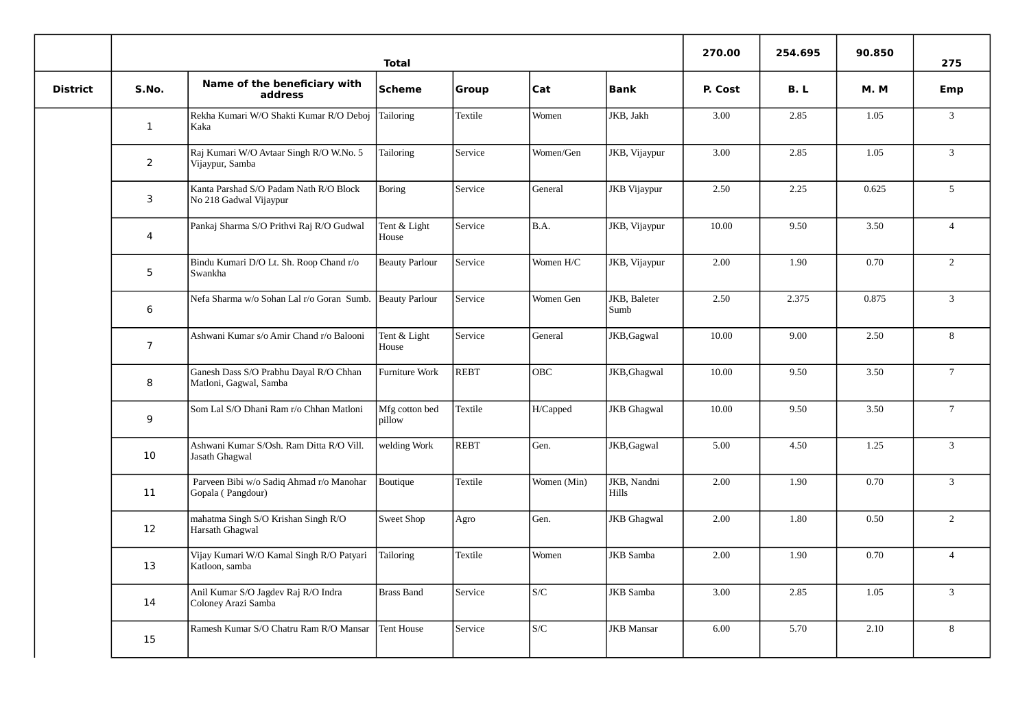| | Total | | | | | | 270.00 | 254.695 | 90.850 | 275 |
|---|---|---|---|---|---|---|---|---|---|---|
| District | S.No. | Name of the beneficiary with address | Scheme | Group | Cat | Bank | P. Cost | B. L | M. M | Emp |
| | 1 | Rekha Kumari W/O Shakti Kumar R/O Deboj Kaka | Tailoring | Textile | Women | JKB, Jakh | 3.00 | 2.85 | 1.05 | 3 |
| | 2 | Raj Kumari W/O Avtaar Singh R/O W.No. 5 Vijaypur, Samba | Tailoring | Service | Women/Gen | JKB, Vijaypur | 3.00 | 2.85 | 1.05 | 3 |
| | 3 | Kanta Parshad S/O Padam Nath R/O Block No 218 Gadwal Vijaypur | Boring | Service | General | JKB Vijaypur | 2.50 | 2.25 | 0.625 | 5 |
| | 4 | Pankaj Sharma S/O Prithvi Raj R/O Gudwal | Tent & Light House | Service | B.A. | JKB, Vijaypur | 10.00 | 9.50 | 3.50 | 4 |
| | 5 | Bindu Kumari D/O Lt. Sh. Roop Chand r/o Swankha | Beauty Parlour | Service | Women H/C | JKB, Vijaypur | 2.00 | 1.90 | 0.70 | 2 |
| | 6 | Nefa Sharma w/o Sohan Lal r/o Goran Sumb. | Beauty Parlour | Service | Women Gen | JKB, Baleter Sumb | 2.50 | 2.375 | 0.875 | 3 |
| | 7 | Ashwani Kumar s/o Amir Chand r/o Balooni | Tent & Light House | Service | General | JKB,Gagwal | 10.00 | 9.00 | 2.50 | 8 |
| | 8 | Ganesh Dass S/O Prabhu Dayal R/O Chhan Matloni, Gagwal, Samba | Furniture Work | REBT | OBC | JKB,Ghagwal | 10.00 | 9.50 | 3.50 | 7 |
| | 9 | Som Lal S/O Dhani Ram r/o Chhan Matloni | Mfg cotton bed pillow | Textile | H/Capped | JKB Ghagwal | 10.00 | 9.50 | 3.50 | 7 |
| | 10 | Ashwani Kumar S/Osh. Ram Ditta R/O Vill. Jasath Ghagwal | welding Work | REBT | Gen. | JKB,Gagwal | 5.00 | 4.50 | 1.25 | 3 |
| | 11 | Parveen Bibi w/o Sadiq Ahmad r/o Manohar Gopala ( Pangdour) | Boutique | Textile | Women (Min) | JKB, Nandni Hills | 2.00 | 1.90 | 0.70 | 3 |
| | 12 | mahatma Singh S/O Krishan Singh R/O Harsath Ghagwal | Sweet Shop | Agro | Gen. | JKB Ghagwal | 2.00 | 1.80 | 0.50 | 2 |
| | 13 | Vijay Kumari W/O Kamal Singh R/O Patyari Katloon, samba | Tailoring | Textile | Women | JKB Samba | 2.00 | 1.90 | 0.70 | 4 |
| | 14 | Anil Kumar S/O Jagdev Raj R/O Indra Coloney Arazi Samba | Brass Band | Service | S/C | JKB Samba | 3.00 | 2.85 | 1.05 | 3 |
| | 15 | Ramesh Kumar S/O Chatru Ram R/O Mansar | Tent House | Service | S/C | JKB Mansar | 6.00 | 5.70 | 2.10 | 8 |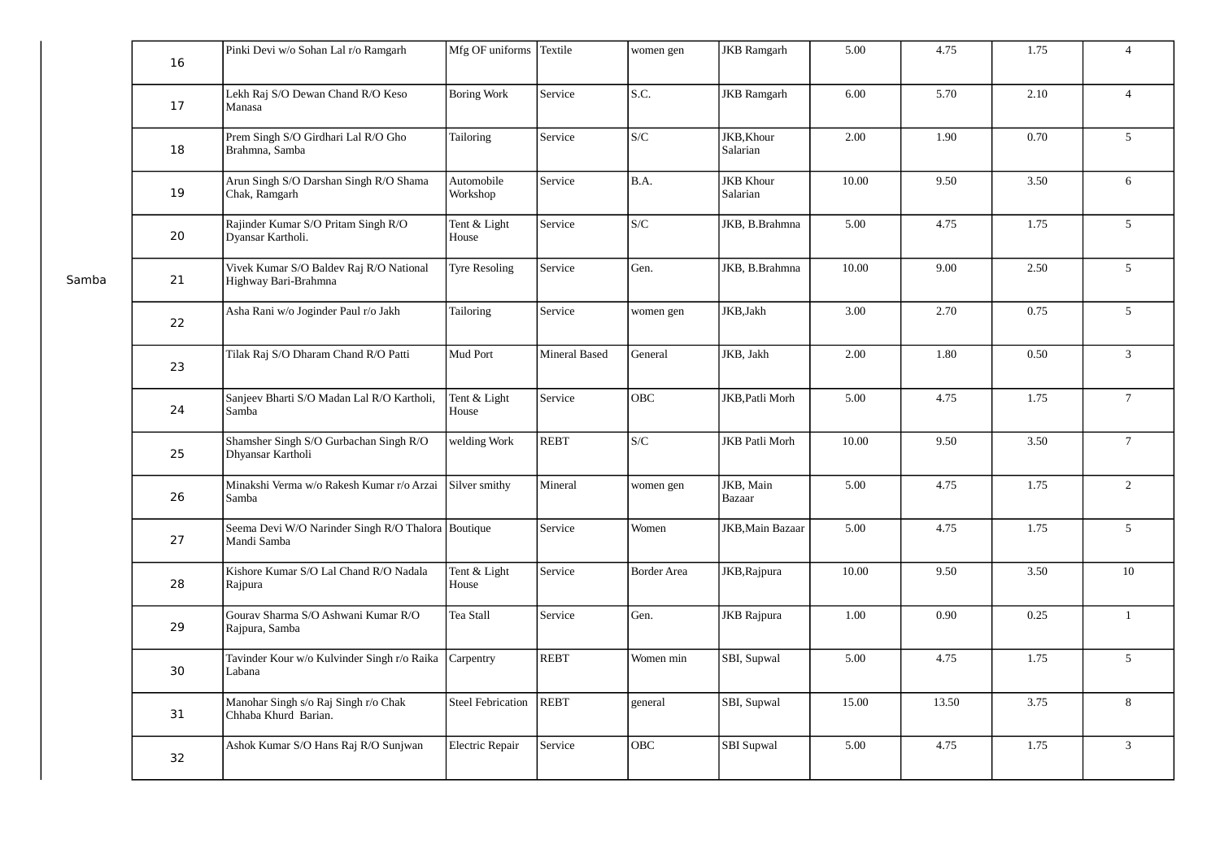| | | | | | | | | | | |
|---|---|---|---|---|---|---|---|---|---|---|
| Samba | 16 | Pinki Devi w/o Sohan Lal r/o Ramgarh | Mfg OF uniforms | Textile | women gen | JKB Ramgarh | 5.00 | 4.75 | 1.75 | 4 |
| | 17 | Lekh Raj S/O Dewan Chand R/O Keso Manasa | Boring Work | Service | S.C. | JKB Ramgarh | 6.00 | 5.70 | 2.10 | 4 |
| | 18 | Prem Singh S/O Girdhari Lal R/O Gho Brahmna, Samba | Tailoring | Service | S/C | JKB,Khour Salarian | 2.00 | 1.90 | 0.70 | 5 |
| | 19 | Arun Singh S/O Darshan Singh R/O Shama Chak, Ramgarh | Automobile Workshop | Service | B.A. | JKB Khour Salarian | 10.00 | 9.50 | 3.50 | 6 |
| | 20 | Rajinder Kumar S/O Pritam Singh R/O Dyansar Kartholi. | Tent & Light House | Service | S/C | JKB, B.Brahmna | 5.00 | 4.75 | 1.75 | 5 |
| | 21 | Vivek Kumar S/O Baldev Raj R/O National Highway Bari-Brahmna | Tyre Resoling | Service | Gen. | JKB, B.Brahmna | 10.00 | 9.00 | 2.50 | 5 |
| | 22 | Asha Rani w/o Joginder Paul r/o Jakh | Tailoring | Service | women gen | JKB,Jakh | 3.00 | 2.70 | 0.75 | 5 |
| | 23 | Tilak Raj S/O Dharam Chand R/O Patti | Mud Port | Mineral Based | General | JKB, Jakh | 2.00 | 1.80 | 0.50 | 3 |
| | 24 | Sanjeev Bharti S/O Madan Lal R/O Kartholi, Samba | Tent & Light House | Service | OBC | JKB,Patli Morh | 5.00 | 4.75 | 1.75 | 7 |
| | 25 | Shamsher Singh S/O Gurbachan Singh R/O Dhyansar Kartholi | welding Work | REBT | S/C | JKB Patli Morh | 10.00 | 9.50 | 3.50 | 7 |
| | 26 | Minakshi Verma w/o Rakesh Kumar r/o Arzai Samba | Silver smithy | Mineral | women gen | JKB, Main Bazaar | 5.00 | 4.75 | 1.75 | 2 |
| | 27 | Seema Devi W/O Narinder Singh R/O Thalora Mandi Samba | Boutique | Service | Women | JKB,Main Bazaar | 5.00 | 4.75 | 1.75 | 5 |
| | 28 | Kishore Kumar S/O Lal Chand R/O Nadala Rajpura | Tent & Light House | Service | Border Area | JKB,Rajpura | 10.00 | 9.50 | 3.50 | 10 |
| | 29 | Gourav Sharma S/O Ashwani Kumar R/O Rajpura, Samba | Tea Stall | Service | Gen. | JKB Rajpura | 1.00 | 0.90 | 0.25 | 1 |
| | 30 | Tavinder Kour w/o Kulvinder Singh r/o Raika Labana | Carpentry | REBT | Women min | SBI, Supwal | 5.00 | 4.75 | 1.75 | 5 |
| | 31 | Manohar Singh s/o Raj Singh r/o Chak Chhaba Khurd Barian. | Steel Febrication | REBT | general | SBI, Supwal | 15.00 | 13.50 | 3.75 | 8 |
| | 32 | Ashok Kumar S/O Hans Raj R/O Sunjwan | Electric Repair | Service | OBC | SBI Supwal | 5.00 | 4.75 | 1.75 | 3 |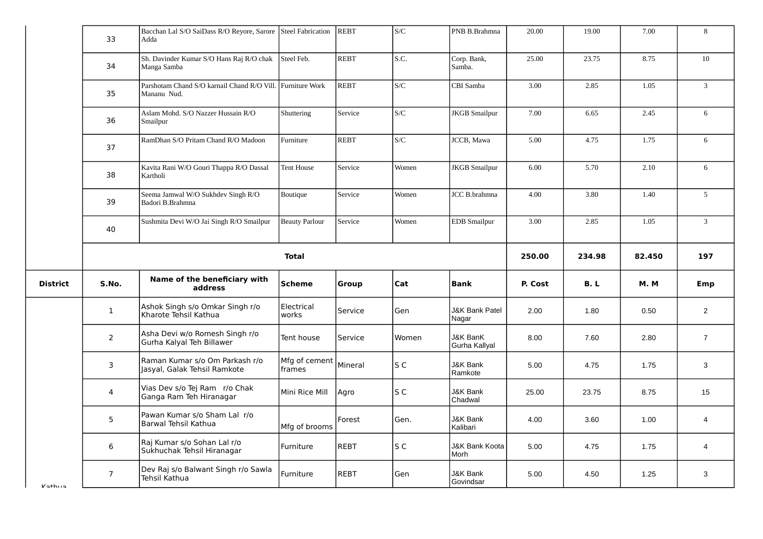| District | S.No. | Name of the beneficiary with address | Scheme | Group | Cat | Bank | P. Cost | B. L | M. M | Emp |
|---|---|---|---|---|---|---|---|---|---|---|
| | 33 | Bacchan Lal S/O SaiDass R/O Reyore, Sarore Adda | Steel Fabrication | REBT | S/C | PNB B.Brahmna | 20.00 | 19.00 | 7.00 | 8 |
| | 34 | Sh. Davinder Kumar S/O Hans Raj R/O chak Manga Samba | Steel Feb. | REBT | S.C. | Corp. Bank, Samba. | 25.00 | 23.75 | 8.75 | 10 |
| | 35 | Parshotam Chand S/O karnail Chand R/O Vill. Mananu Nud. | Furniture Work | REBT | S/C | CBI Samba | 3.00 | 2.85 | 1.05 | 3 |
| | 36 | Aslam Mohd. S/O Nazzer Hussain R/O Smailpur | Shuttering | Service | S/C | JKGB Smailpur | 7.00 | 6.65 | 2.45 | 6 |
| | 37 | RamDhan S/O Pritam Chand R/O Madoon | Furniture | REBT | S/C | JCCB, Mawa | 5.00 | 4.75 | 1.75 | 6 |
| | 38 | Kavita Rani W/O Gouri Thappa R/O Dassal Kartholi | Tent House | Service | Women | JKGB Smailpur | 6.00 | 5.70 | 2.10 | 6 |
| | 39 | Seema Jamwal W/O Sukhdev Singh R/O Badori B.Brahmna | Boutique | Service | Women | JCC B.brahmna | 4.00 | 3.80 | 1.40 | 5 |
| | 40 | Sushmita Devi W/O Jai Singh R/O Smailpur | Beauty Parlour | Service | Women | EDB Smailpur | 3.00 | 2.85 | 1.05 | 3 |
| | **Total** | | | | | | **250.00** | **234.98** | **82.450** | **197** |
| **District** | **S.No.** | **Name of the beneficiary with address** | **Scheme** | **Group** | **Cat** | **Bank** | **P. Cost** | **B. L** | **M. M** | **Emp** |
| Kathua | 1 | Ashok Singh s/o Omkar Singh r/o Kharote Tehsil Kathua | Electrical works | Service | Gen | J&K Bank Patel Nagar | 2.00 | 1.80 | 0.50 | 2 |
| | 2 | Asha Devi w/o Romesh Singh r/o Gurha Kalyal Teh Billawer | Tent house | Service | Women | J&K BanK Gurha Kallyal | 8.00 | 7.60 | 2.80 | 7 |
| | 3 | Raman Kumar s/o Om Parkash r/o Jasyal, Galak Tehsil Ramkote | Mfg of cement frames | Mineral | S C | J&K Bank Ramkote | 5.00 | 4.75 | 1.75 | 3 |
| | 4 | Vias Dev s/o Tej Ram r/o Chak Ganga Ram Teh Hiranagar | Mini Rice Mill | Agro | S C | J&K Bank Chadwal | 25.00 | 23.75 | 8.75 | 15 |
| | 5 | Pawan Kumar s/o Sham Lal r/o Barwal Tehsil Kathua | Mfg of brooms | Forest | Gen. | J&K Bank Kalibari | 4.00 | 3.60 | 1.00 | 4 |
| | 6 | Raj Kumar s/o Sohan Lal r/o Sukhuchak Tehsil Hiranagar | Furniture | REBT | S C | J&K Bank Koota Morh | 5.00 | 4.75 | 1.75 | 4 |
| | 7 | Dev Raj s/o Balwant Singh r/o Sawla Tehsil Kathua | Furniture | REBT | Gen | J&K Bank Govindsar | 5.00 | 4.50 | 1.25 | 3 |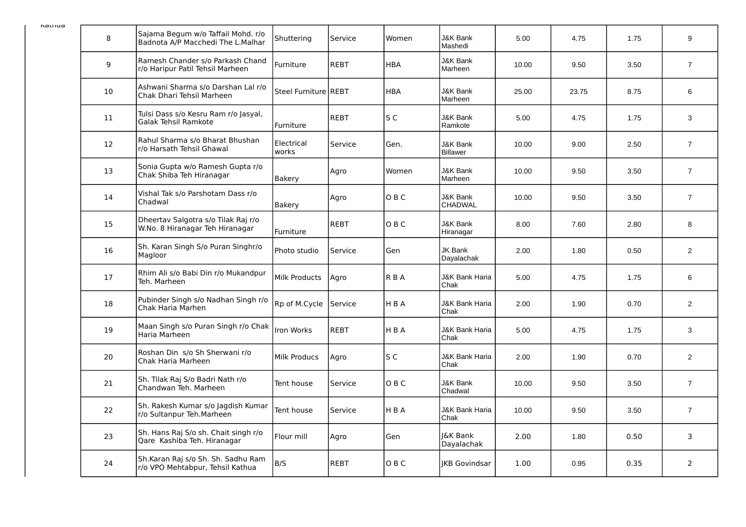| | | | | | | | | | | |
|---|---|---|---|---|---|---|---|---|---|---|
| Kathua | 8 | Sajama Begum w/o Taffail Mohd. r/o Badnota A/P Macchedi The L.Malhar | Shuttering | Service | Women | J&K Bank Mashedi | 5.00 | 4.75 | 1.75 | 9 |
| | 9 | Ramesh Chander s/o Parkash Chand r/o Haripur Patil Tehsil Marheen | Furniture | REBT | HBA | J&K Bank Marheen | 10.00 | 9.50 | 3.50 | 7 |
| | 10 | Ashwani Sharma s/o Darshan Lal r/o Chak Dhari Tehsil Marheen | Steel Furniture | REBT | HBA | J&K Bank Marheen | 25.00 | 23.75 | 8.75 | 6 |
| | 11 | Tulsi Dass s/o Kesru Ram r/o Jasyal, Galak Tehsil Ramkote | Furniture | REBT | S C | J&K Bank Ramkote | 5.00 | 4.75 | 1.75 | 3 |
| | 12 | Rahul Sharma s/o Bharat Bhushan r/o Harsath Tehsil Ghawal | Electrical works | Service | Gen. | J&K Bank Billawer | 10.00 | 9.00 | 2.50 | 7 |
| | 13 | Sonia Gupta w/o Ramesh Gupta r/o Chak Shiba Teh Hiranagar | Bakery | Agro | Women | J&K Bank Marheen | 10.00 | 9.50 | 3.50 | 7 |
| | 14 | Vishal Tak s/o Parshotam Dass r/o Chadwal | Bakery | Agro | O B C | J&K Bank CHADWAL | 10.00 | 9.50 | 3.50 | 7 |
| | 15 | Dheertav Salgotra s/o Tilak Raj r/o W.No. 8 Hiranagar Teh Hiranagar | Furniture | REBT | O B C | J&K Bank Hiranagar | 8.00 | 7.60 | 2.80 | 8 |
| | 16 | Sh. Karan Singh S/o Puran Singhr/o Magloor | Photo studio | Service | Gen | JK Bank Dayalachak | 2.00 | 1.80 | 0.50 | 2 |
| | 17 | Rhim Ali s/o Babi Din r/o Mukandpur Teh. Marheen | Milk Products | Agro | R B A | J&K Bank Haria Chak | 5.00 | 4.75 | 1.75 | 6 |
| | 18 | Pubinder Singh s/o Nadhan Singh r/o Chak Haria Marhen | Rp of M.Cycle | Service | H B A | J&K Bank Haria Chak | 2.00 | 1.90 | 0.70 | 2 |
| | 19 | Maan Singh s/o Puran Singh r/o Chak Haria Marheen | Iron Works | REBT | H B A | J&K Bank Haria Chak | 5.00 | 4.75 | 1.75 | 3 |
| | 20 | Roshan Din s/o Sh Sherwani r/o Chak Haria Marheen | Milk Producs | Agro | S C | J&K Bank Haria Chak | 2.00 | 1.90 | 0.70 | 2 |
| | 21 | Sh. Tilak Raj S/o Badri Nath r/o Chandwan Teh. Marheen | Tent house | Service | O B C | J&K Bank Chadwal | 10.00 | 9.50 | 3.50 | 7 |
| | 22 | Sh. Rakesh Kumar s/o Jagdish Kumar r/o Sultanpur Teh.Marheen | Tent house | Service | H B A | J&K Bank Haria Chak | 10.00 | 9.50 | 3.50 | 7 |
| | 23 | Sh. Hans Raj S/o sh. Chait singh r/o Qare Kashiba Teh. Hiranagar | Flour mill | Agro | Gen | J&K Bank Dayalachak | 2.00 | 1.80 | 0.50 | 3 |
| | 24 | Sh.Karan Raj s/o Sh. Sh. Sadhu Ram r/o VPO Mehtabpur, Tehsil Kathua | B/S | REBT | O B C | JKB Govindsar | 1.00 | 0.95 | 0.35 | 2 |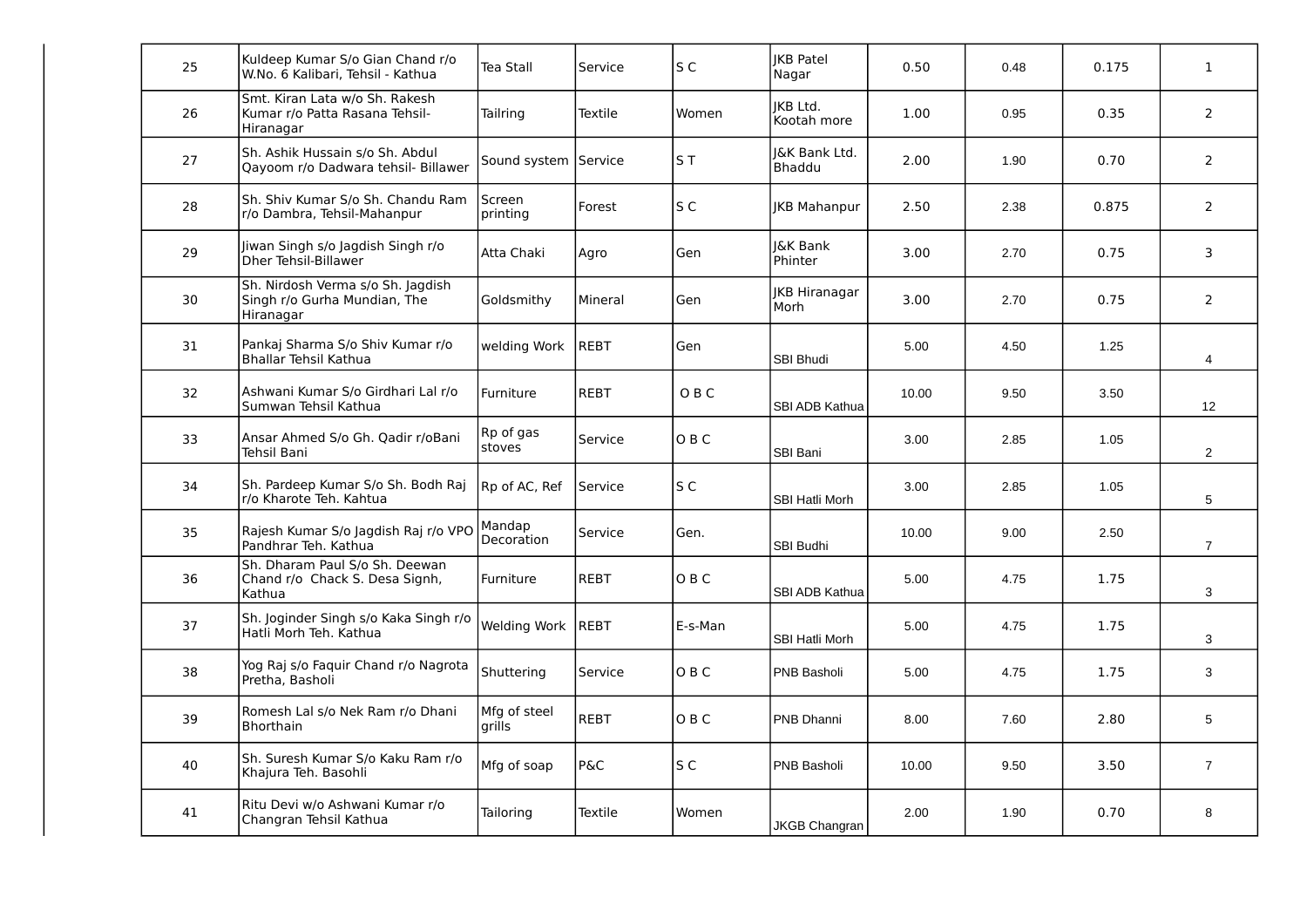| | | | | | | | | | |
|---|---|---|---|---|---|---|---|---|---|
| 25 | Kuldeep Kumar S/o Gian Chand r/o W.No. 6 Kalibari, Tehsil - Kathua | Tea Stall | Service | S C | JKB Patel Nagar | 0.50 | 0.48 | 0.175 | 1 |
| 26 | Smt. Kiran Lata w/o Sh. Rakesh Kumar r/o Patta Rasana Tehsil-Hiranagar | Tailring | Textile | Women | JKB Ltd. Kootah more | 1.00 | 0.95 | 0.35 | 2 |
| 27 | Sh. Ashik Hussain s/o Sh. Abdul Qayoom r/o Dadwara tehsil- Billawer | Sound system | Service | S T | J&K Bank Ltd. Bhaddu | 2.00 | 1.90 | 0.70 | 2 |
| 28 | Sh. Shiv Kumar S/o Sh. Chandu Ram r/o Dambra, Tehsil-Mahanpur | Screen printing | Forest | S C | JKB Mahanpur | 2.50 | 2.38 | 0.875 | 2 |
| 29 | Jiwan Singh s/o Jagdish Singh r/o Dher Tehsil-Billawer | Atta Chaki | Agro | Gen | J&K Bank Phinter | 3.00 | 2.70 | 0.75 | 3 |
| 30 | Sh. Nirdosh Verma s/o Sh. Jagdish Singh r/o Gurha Mundian, The Hiranagar | Goldsmithy | Mineral | Gen | JKB Hiranagar Morh | 3.00 | 2.70 | 0.75 | 2 |
| 31 | Pankaj Sharma S/o Shiv Kumar r/o Bhallar Tehsil Kathua | welding Work | REBT | Gen | SBI Bhudi | 5.00 | 4.50 | 1.25 | 4 |
| 32 | Ashwani Kumar S/o Girdhari Lal r/o Sumwan Tehsil Kathua | Furniture | REBT | O B C | SBI ADB Kathua | 10.00 | 9.50 | 3.50 | 12 |
| 33 | Ansar Ahmed S/o Gh. Qadir r/oBani Tehsil Bani | Rp of gas stoves | Service | O B C | SBI Bani | 3.00 | 2.85 | 1.05 | 2 |
| 34 | Sh. Pardeep Kumar S/o Sh. Bodh Raj r/o Kharote Teh. Kahtua | Rp of AC, Ref | Service | S C | SBI Hatli Morh | 3.00 | 2.85 | 1.05 | 5 |
| 35 | Rajesh Kumar S/o Jagdish Raj r/o VPO Pandhrar Teh. Kathua | Mandap Decoration | Service | Gen. | SBI Budhi | 10.00 | 9.00 | 2.50 | 7 |
| 36 | Sh. Dharam Paul S/o Sh. Deewan Chand r/o Chack S. Desa Signh, Kathua | Furniture | REBT | O B C | SBI ADB Kathua | 5.00 | 4.75 | 1.75 | 3 |
| 37 | Sh. Joginder Singh s/o Kaka Singh r/o Hatli Morh Teh. Kathua | Welding Work | REBT | E-s-Man | SBI Hatli Morh | 5.00 | 4.75 | 1.75 | 3 |
| 38 | Yog Raj s/o Faquir Chand r/o Nagrota Pretha, Basholi | Shuttering | Service | O B C | PNB Basholi | 5.00 | 4.75 | 1.75 | 3 |
| 39 | Romesh Lal s/o Nek Ram r/o Dhani Bhorthain | Mfg of steel grills | REBT | O B C | PNB Dhanni | 8.00 | 7.60 | 2.80 | 5 |
| 40 | Sh. Suresh Kumar S/o Kaku Ram r/o Khajura Teh. Basohli | Mfg of soap | P&C | S C | PNB Basholi | 10.00 | 9.50 | 3.50 | 7 |
| 41 | Ritu Devi w/o Ashwani Kumar r/o Changran Tehsil Kathua | Tailoring | Textile | Women | JKGB Changran | 2.00 | 1.90 | 0.70 | 8 |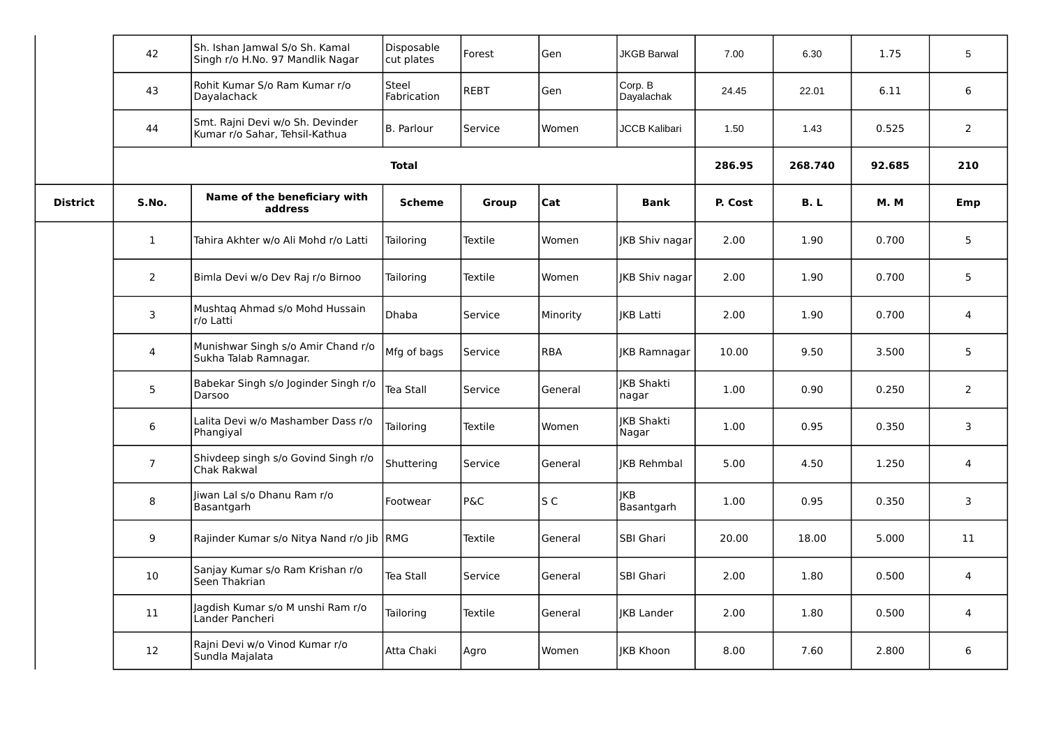| District | S.No. | Name of the beneficiary with address | Scheme | Group | Cat | Bank | P. Cost | B. L | M. M | Emp |
|---|---|---|---|---|---|---|---|---|---|---|
| | 42 | Sh. Ishan Jamwal S/o Sh. Kamal Singh r/o H.No. 97 Mandlik Nagar | Disposable cut plates | Forest | Gen | JKGB Barwal | 7.00 | 6.30 | 1.75 | 5 |
| | 43 | Rohit Kumar S/o Ram Kumar r/o Dayalachack | Steel Fabrication | REBT | Gen | Corp. B Dayalachak | 24.45 | 22.01 | 6.11 | 6 |
| | 44 | Smt. Rajni Devi w/o Sh. Devinder Kumar r/o Sahar, Tehsil-Kathua | B. Parlour | Service | Women | JCCB Kalibari | 1.50 | 1.43 | 0.525 | 2 |
| | **Total** | | | | | | **286.95** | **268.740** | **92.685** | **210** |
| **District** | **S.No.** | **Name of the beneficiary with address** | **Scheme** | **Group** | **Cat** | **Bank** | **P. Cost** | **B. L** | **M. M** | **Emp** |
| | 1 | Tahira Akhter w/o Ali Mohd r/o Latti | Tailoring | Textile | Women | JKB Shiv nagar | 2.00 | 1.90 | 0.700 | 5 |
| | 2 | Bimla Devi w/o Dev Raj r/o Birnoo | Tailoring | Textile | Women | JKB Shiv nagar | 2.00 | 1.90 | 0.700 | 5 |
| | 3 | Mushtaq Ahmad s/o Mohd Hussain r/o Latti | Dhaba | Service | Minority | JKB Latti | 2.00 | 1.90 | 0.700 | 4 |
| | 4 | Munishwar Singh s/o Amir Chand r/o Sukha Talab Ramnagar. | Mfg of bags | Service | RBA | JKB Ramnagar | 10.00 | 9.50 | 3.500 | 5 |
| | 5 | Babekar Singh s/o Joginder Singh r/o Darsoo | Tea Stall | Service | General | JKB Shakti nagar | 1.00 | 0.90 | 0.250 | 2 |
| | 6 | Lalita Devi w/o Mashamber Dass r/o Phangiyal | Tailoring | Textile | Women | JKB Shakti Nagar | 1.00 | 0.95 | 0.350 | 3 |
| | 7 | Shivdeep singh s/o Govind Singh r/o Chak Rakwal | Shuttering | Service | General | JKB Rehmbal | 5.00 | 4.50 | 1.250 | 4 |
| | 8 | Jiwan Lal s/o Dhanu Ram r/o Basantgarh | Footwear | P&C | S C | JKB Basantgarh | 1.00 | 0.95 | 0.350 | 3 |
| | 9 | Rajinder Kumar s/o Nitya Nand r/o Jib | RMG | Textile | General | SBI Ghari | 20.00 | 18.00 | 5.000 | 11 |
| | 10 | Sanjay Kumar s/o Ram Krishan r/o Seen Thakrian | Tea Stall | Service | General | SBI Ghari | 2.00 | 1.80 | 0.500 | 4 |
| | 11 | Jagdish Kumar s/o M unshi Ram r/o Lander Pancheri | Tailoring | Textile | General | JKB Lander | 2.00 | 1.80 | 0.500 | 4 |
| | 12 | Rajni Devi w/o Vinod Kumar r/o Sundla Majalata | Atta Chaki | Agro | Women | JKB Khoon | 8.00 | 7.60 | 2.800 | 6 |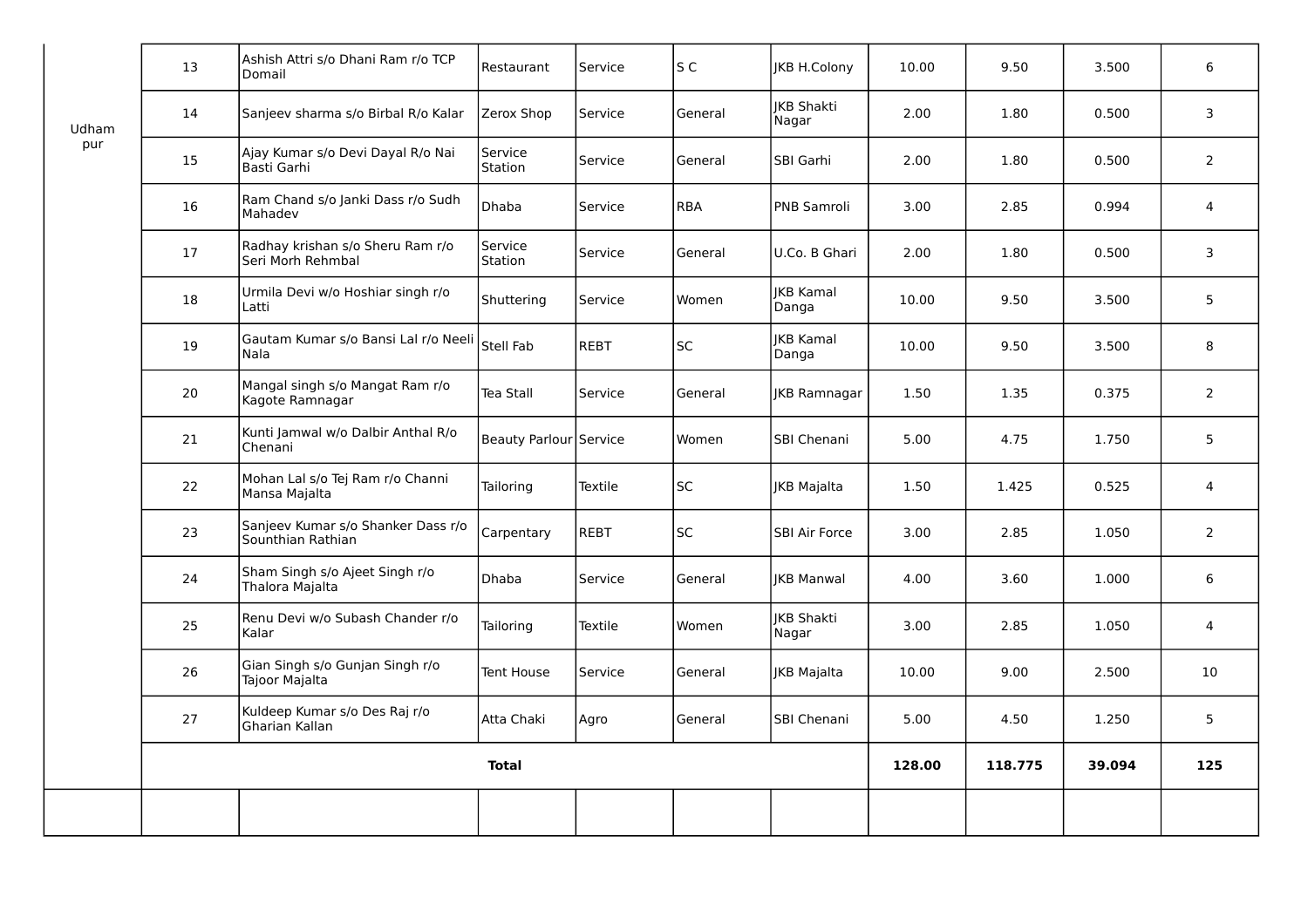| | | | | | | | | | | |
|---|---|---|---|---|---|---|---|---|---|---|
| Udham pur | 13 | Ashish Attri s/o Dhani Ram r/o TCP Domail | Restaurant | Service | S C | JKB H.Colony | 10.00 | 9.50 | 3.500 | 6 |
| | 14 | Sanjeev sharma s/o Birbal R/o Kalar | Zerox Shop | Service | General | JKB Shakti Nagar | 2.00 | 1.80 | 0.500 | 3 |
| | 15 | Ajay Kumar s/o Devi Dayal R/o Nai Basti Garhi | Service Station | Service | General | SBI Garhi | 2.00 | 1.80 | 0.500 | 2 |
| | 16 | Ram Chand s/o Janki Dass r/o Sudh Mahadev | Dhaba | Service | RBA | PNB Samroli | 3.00 | 2.85 | 0.994 | 4 |
| | 17 | Radhay krishan s/o Sheru Ram r/o Seri Morh Rehmbal | Service Station | Service | General | U.Co. B Ghari | 2.00 | 1.80 | 0.500 | 3 |
| | 18 | Urmila Devi w/o Hoshiar singh r/o Latti | Shuttering | Service | Women | JKB Kamal Danga | 10.00 | 9.50 | 3.500 | 5 |
| | 19 | Gautam Kumar s/o Bansi Lal r/o Neeli Nala | Stell Fab | REBT | SC | JKB Kamal Danga | 10.00 | 9.50 | 3.500 | 8 |
| | 20 | Mangal singh s/o Mangat Ram r/o Kagote Ramnagar | Tea Stall | Service | General | JKB Ramnagar | 1.50 | 1.35 | 0.375 | 2 |
| | 21 | Kunti Jamwal w/o Dalbir Anthal R/o Chenani | Beauty Parlour | Service | Women | SBI Chenani | 5.00 | 4.75 | 1.750 | 5 |
| | 22 | Mohan Lal s/o Tej Ram r/o Channi Mansa Majalta | Tailoring | Textile | SC | JKB Majalta | 1.50 | 1.425 | 0.525 | 4 |
| | 23 | Sanjeev Kumar s/o Shanker Dass r/o Sounthian Rathian | Carpentary | REBT | SC | SBI Air Force | 3.00 | 2.85 | 1.050 | 2 |
| | 24 | Sham Singh s/o Ajeet Singh r/o Thalora Majalta | Dhaba | Service | General | JKB Manwal | 4.00 | 3.60 | 1.000 | 6 |
| | 25 | Renu Devi w/o Subash Chander r/o Kalar | Tailoring | Textile | Women | JKB Shakti Nagar | 3.00 | 2.85 | 1.050 | 4 |
| | 26 | Gian Singh s/o Gunjan Singh r/o Tajoor Majalta | Tent House | Service | General | JKB Majalta | 10.00 | 9.00 | 2.500 | 10 |
| | 27 | Kuldeep Kumar s/o Des Raj r/o Gharian Kallan | Atta Chaki | Agro | General | SBI Chenani | 5.00 | 4.50 | 1.250 | 5 |
| | **Total** | | | | | | **128.00** | **118.775** | **39.094** | **125** |
| | | | | | | | | | | |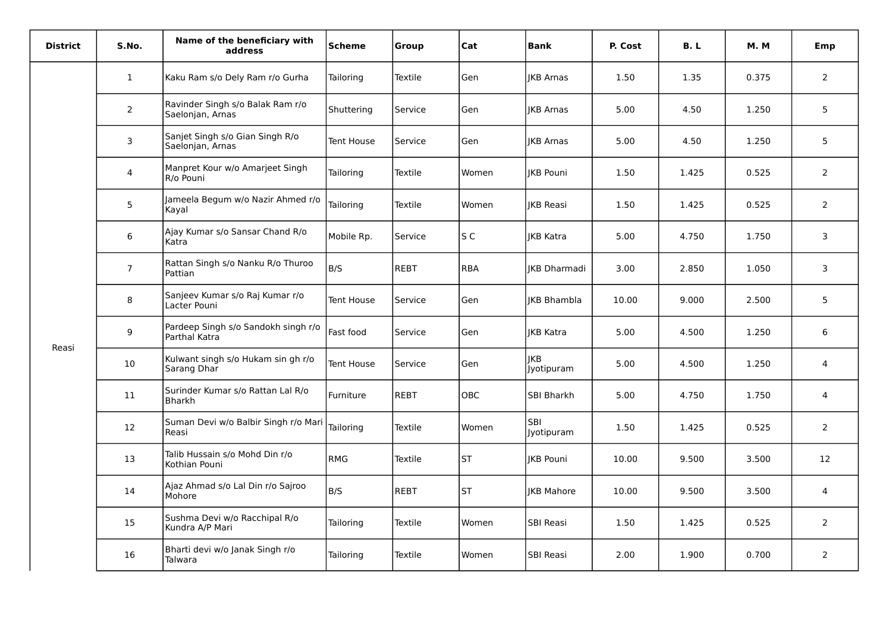| District | S.No. | Name of the beneficiary with address | Scheme | Group | Cat | Bank | P. Cost | B. L | M. M | Emp |
|---|---|---|---|---|---|---|---|---|---|---|
| Reasi | 1 | Kaku Ram s/o Dely Ram r/o Gurha | Tailoring | Textile | Gen | JKB Arnas | 1.50 | 1.35 | 0.375 | 2 |
| | 2 | Ravinder Singh s/o Balak Ram r/o Saelonjan, Arnas | Shuttering | Service | Gen | JKB Arnas | 5.00 | 4.50 | 1.250 | 5 |
| | 3 | Sanjet Singh s/o Gian Singh R/o Saelonjan, Arnas | Tent House | Service | Gen | JKB Arnas | 5.00 | 4.50 | 1.250 | 5 |
| | 4 | Manpret Kour w/o Amarjeet Singh R/o Pouni | Tailoring | Textile | Women | JKB Pouni | 1.50 | 1.425 | 0.525 | 2 |
| | 5 | Jameela Begum w/o Nazir Ahmed r/o Kayal | Tailoring | Textile | Women | JKB Reasi | 1.50 | 1.425 | 0.525 | 2 |
| | 6 | Ajay Kumar s/o Sansar Chand R/o Katra | Mobile Rp. | Service | S C | JKB Katra | 5.00 | 4.750 | 1.750 | 3 |
| | 7 | Rattan Singh s/o Nanku R/o Thuroo Pattian | B/S | REBT | RBA | JKB Dharmadi | 3.00 | 2.850 | 1.050 | 3 |
| | 8 | Sanjeev Kumar s/o Raj Kumar r/o Lacter Pouni | Tent House | Service | Gen | JKB Bhambla | 10.00 | 9.000 | 2.500 | 5 |
| | 9 | Pardeep Singh s/o Sandokh singh r/o Parthal Katra | Fast food | Service | Gen | JKB Katra | 5.00 | 4.500 | 1.250 | 6 |
| | 10 | Kulwant singh s/o Hukam sin gh r/o Sarang Dhar | Tent House | Service | Gen | JKB Jyotipuram | 5.00 | 4.500 | 1.250 | 4 |
| | 11 | Surinder Kumar s/o Rattan Lal R/o Bharkh | Furniture | REBT | OBC | SBI Bharkh | 5.00 | 4.750 | 1.750 | 4 |
| | 12 | Suman Devi w/o Balbir Singh r/o Mari Reasi | Tailoring | Textile | Women | SBI Jyotipuram | 1.50 | 1.425 | 0.525 | 2 |
| | 13 | Talib Hussain s/o Mohd Din r/o Kothian Pouni | RMG | Textile | ST | JKB Pouni | 10.00 | 9.500 | 3.500 | 12 |
| | 14 | Ajaz Ahmad s/o Lal Din r/o Sajroo Mohore | B/S | REBT | ST | JKB Mahore | 10.00 | 9.500 | 3.500 | 4 |
| | 15 | Sushma Devi w/o Racchipal R/o Kundra A/P Mari | Tailoring | Textile | Women | SBI Reasi | 1.50 | 1.425 | 0.525 | 2 |
| | 16 | Bharti devi w/o Janak Singh r/o Talwara | Tailoring | Textile | Women | SBI Reasi | 2.00 | 1.900 | 0.700 | 2 |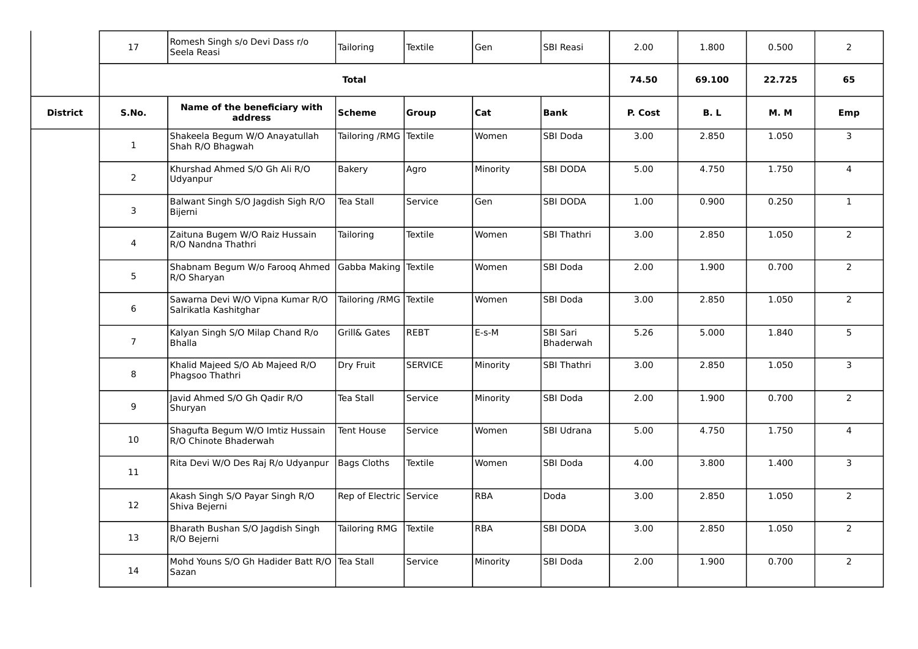| | 17 | Romesh Singh s/o Devi Dass r/o Seela Reasi | Tailoring | Textile | Gen | SBI Reasi | 2.00 | 1.800 | 0.500 | 2 |
|---|---|---|---|---|---|---|---|---|---|---|
| | **Total** | | | | | | **74.50** | **69.100** | **22.725** | **65** |
| **District** | **S.No.** | **Name of the beneficiary with address** | **Scheme** | **Group** | **Cat** | **Bank** | **P. Cost** | **B. L** | **M. M** | **Emp** |
| | 1 | Shakeela Begum W/O Anayatullah Shah R/O Bhagwah | Tailoring /RMG | Textile | Women | SBI Doda | 3.00 | 2.850 | 1.050 | 3 |
| | 2 | Khurshad Ahmed S/O Gh Ali R/O Udyanpur | Bakery | Agro | Minority | SBI DODA | 5.00 | 4.750 | 1.750 | 4 |
| | 3 | Balwant Singh S/O Jagdish Sigh R/O Bijerni | Tea Stall | Service | Gen | SBI DODA | 1.00 | 0.900 | 0.250 | 1 |
| | 4 | Zaituna Bugem W/O Raiz Hussain R/O Nandna Thathri | Tailoring | Textile | Women | SBI Thathri | 3.00 | 2.850 | 1.050 | 2 |
| | 5 | Shabnam Begum W/o Farooq Ahmed R/O Sharyan | Gabba Making | Textile | Women | SBI Doda | 2.00 | 1.900 | 0.700 | 2 |
| | 6 | Sawarna Devi W/O Vipna Kumar R/O Salrikatla Kashitghar | Tailoring /RMG | Textile | Women | SBI Doda | 3.00 | 2.850 | 1.050 | 2 |
| | 7 | Kalyan Singh S/O Milap Chand R/o Bhalla | Grill& Gates | REBT | E-s-M | SBI Sari Bhaderwah | 5.26 | 5.000 | 1.840 | 5 |
| | 8 | Khalid Majeed S/O Ab Majeed R/O Phagsoo Thathri | Dry Fruit | SERVICE | Minority | SBI Thathri | 3.00 | 2.850 | 1.050 | 3 |
| | 9 | Javid Ahmed S/O Gh Qadir R/O Shuryan | Tea Stall | Service | Minority | SBI Doda | 2.00 | 1.900 | 0.700 | 2 |
| | 10 | Shagufta Begum W/O Imtiz Hussain R/O Chinote Bhaderwah | Tent House | Service | Women | SBI Udrana | 5.00 | 4.750 | 1.750 | 4 |
| | 11 | Rita Devi W/O Des Raj R/o Udyanpur | Bags Cloths | Textile | Women | SBI Doda | 4.00 | 3.800 | 1.400 | 3 |
| | 12 | Akash Singh S/O Payar Singh R/O Shiva Bejerni | Rep of Electric | Service | RBA | Doda | 3.00 | 2.850 | 1.050 | 2 |
| | 13 | Bharath Bushan S/O Jagdish Singh R/O Bejerni | Tailoring RMG | Textile | RBA | SBI DODA | 3.00 | 2.850 | 1.050 | 2 |
| | 14 | Mohd Youns S/O Gh Hadider Batt R/O Sazan | Tea Stall | Service | Minority | SBI Doda | 2.00 | 1.900 | 0.700 | 2 |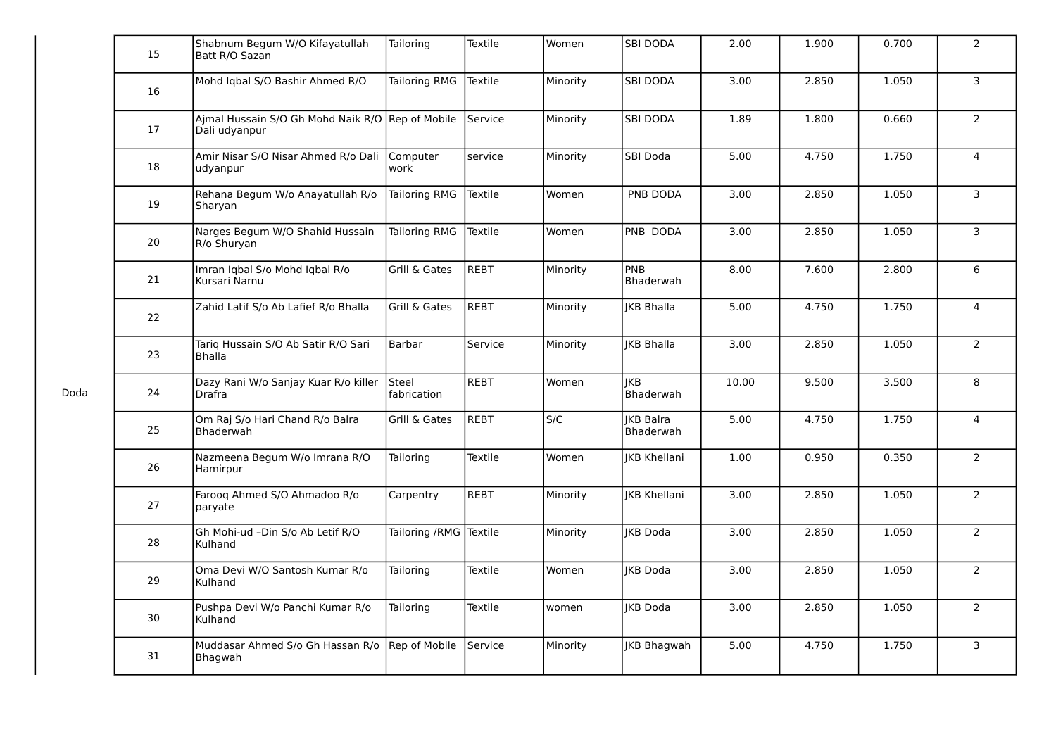| | | | | | | | | | |
|---|---|---|---|---|---|---|---|---|---|
| Doda | 15 | Shabnum Begum W/O Kifayatullah Batt R/O Sazan | Tailoring | Textile | Women | SBI DODA | 2.00 | 1.900 | 0.700 | 2 |
| | 16 | Mohd Iqbal S/O Bashir Ahmed R/O | Tailoring RMG | Textile | Minority | SBI DODA | 3.00 | 2.850 | 1.050 | 3 |
| | 17 | Ajmal Hussain S/O Gh Mohd Naik R/O Dali udyanpur | Rep of Mobile | Service | Minority | SBI DODA | 1.89 | 1.800 | 0.660 | 2 |
| | 18 | Amir Nisar S/O Nisar Ahmed R/o Dali udyanpur | Computer work | service | Minority | SBI Doda | 5.00 | 4.750 | 1.750 | 4 |
| | 19 | Rehana Begum W/o Anayatullah R/o Sharyan | Tailoring RMG | Textile | Women | PNB DODA | 3.00 | 2.850 | 1.050 | 3 |
| | 20 | Narges Begum W/O Shahid Hussain R/o Shuryan | Tailoring RMG | Textile | Women | PNB DODA | 3.00 | 2.850 | 1.050 | 3 |
| | 21 | Imran Iqbal S/o Mohd Iqbal R/o Kursari Narnu | Grill & Gates | REBT | Minority | PNB Bhaderwah | 8.00 | 7.600 | 2.800 | 6 |
| | 22 | Zahid Latif S/o Ab Lafief R/o Bhalla | Grill & Gates | REBT | Minority | JKB Bhalla | 5.00 | 4.750 | 1.750 | 4 |
| | 23 | Tariq Hussain S/O Ab Satir R/O Sari Bhalla | Barbar | Service | Minority | JKB Bhalla | 3.00 | 2.850 | 1.050 | 2 |
| | 24 | Dazy Rani W/o Sanjay Kuar R/o killer Drafra | Steel fabrication | REBT | Women | JKB Bhaderwah | 10.00 | 9.500 | 3.500 | 8 |
| | 25 | Om Raj S/o Hari Chand R/o Balra Bhaderwah | Grill & Gates | REBT | S/C | JKB Balra Bhaderwah | 5.00 | 4.750 | 1.750 | 4 |
| | 26 | Nazmeena Begum W/o Imrana R/O Hamirpur | Tailoring | Textile | Women | JKB Khellani | 1.00 | 0.950 | 0.350 | 2 |
| | 27 | Farooq Ahmed S/O Ahmadoo R/o paryate | Carpentry | REBT | Minority | JKB Khellani | 3.00 | 2.850 | 1.050 | 2 |
| | 28 | Gh Mohi-ud –Din S/o Ab Letif R/O Kulhand | Tailoring /RMG | Textile | Minority | JKB Doda | 3.00 | 2.850 | 1.050 | 2 |
| | 29 | Oma Devi W/O Santosh Kumar R/o Kulhand | Tailoring | Textile | Women | JKB Doda | 3.00 | 2.850 | 1.050 | 2 |
| | 30 | Pushpa Devi W/o Panchi Kumar R/o Kulhand | Tailoring | Textile | women | JKB Doda | 3.00 | 2.850 | 1.050 | 2 |
| | 31 | Muddasar Ahmed S/o Gh Hassan R/o Bhagwah | Rep of Mobile | Service | Minority | JKB Bhagwah | 5.00 | 4.750 | 1.750 | 3 |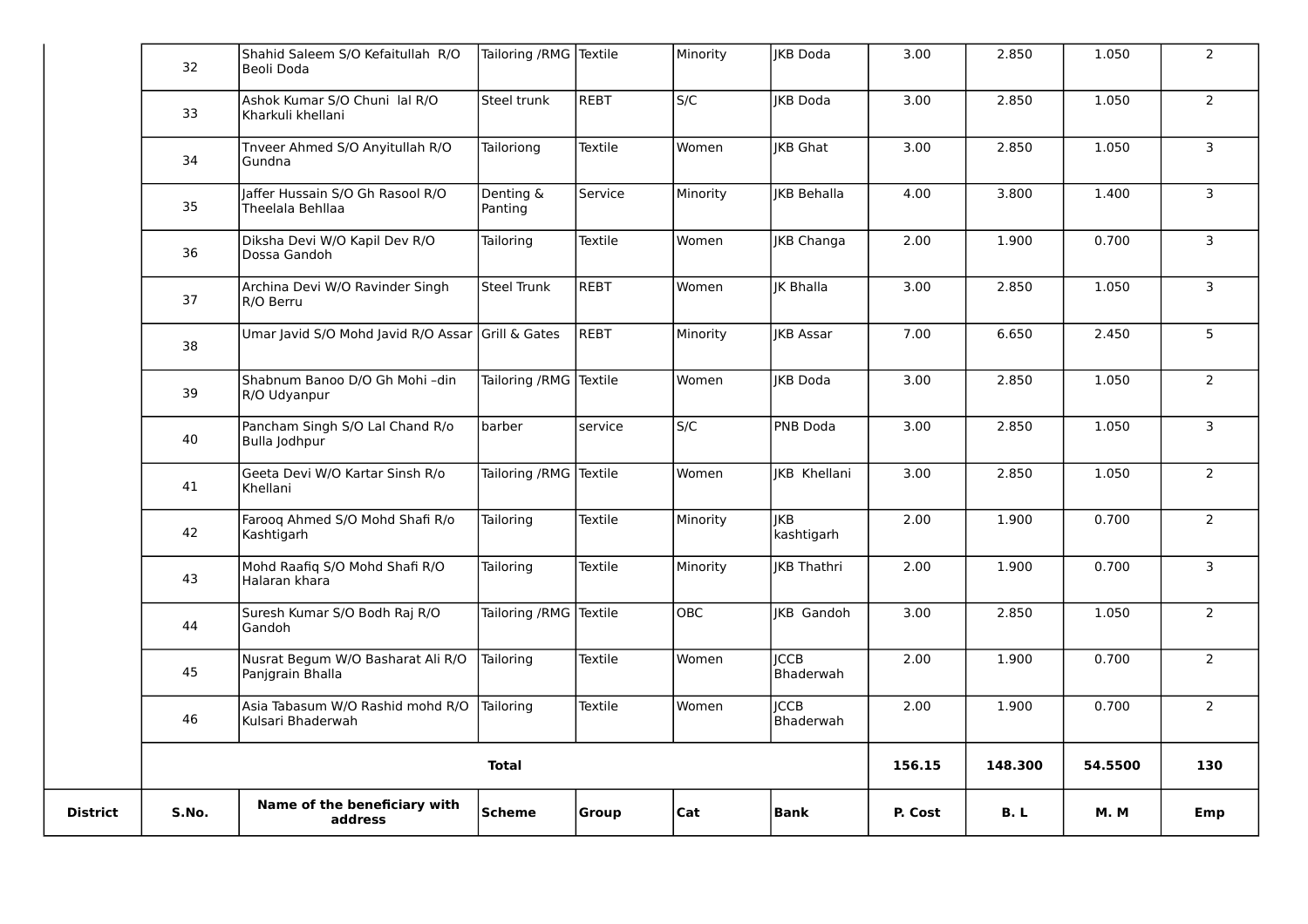| District | S.No. | Name of the beneficiary with address | Scheme | Group | Cat | Bank | P. Cost | B. L | M. M | Emp |
|---|---|---|---|---|---|---|---|---|---|---|
| | 32 | Shahid Saleem S/O Kefaitullah R/O Beoli Doda | Tailoring /RMG | Textile | Minority | JKB Doda | 3.00 | 2.850 | 1.050 | 2 |
| | 33 | Ashok Kumar S/O Chuni lal R/O Kharkuli khellani | Steel trunk | REBT | S/C | JKB Doda | 3.00 | 2.850 | 1.050 | 2 |
| | 34 | Tnveer Ahmed S/O Anyitullah R/O Gundna | Tailoriong | Textile | Women | JKB Ghat | 3.00 | 2.850 | 1.050 | 3 |
| | 35 | Jaffer Hussain S/O Gh Rasool R/O Theelala Behllaa | Denting & Panting | Service | Minority | JKB Behalla | 4.00 | 3.800 | 1.400 | 3 |
| | 36 | Diksha Devi W/O Kapil Dev R/O Dossa Gandoh | Tailoring | Textile | Women | JKB Changa | 2.00 | 1.900 | 0.700 | 3 |
| | 37 | Archina Devi W/O Ravinder Singh R/O Berru | Steel Trunk | REBT | Women | JK Bhalla | 3.00 | 2.850 | 1.050 | 3 |
| | 38 | Umar Javid S/O Mohd Javid R/O Assar | Grill & Gates | REBT | Minority | JKB Assar | 7.00 | 6.650 | 2.450 | 5 |
| | 39 | Shabnum Banoo D/O Gh Mohi –din R/O Udyanpur | Tailoring /RMG | Textile | Women | JKB Doda | 3.00 | 2.850 | 1.050 | 2 |
| | 40 | Pancham Singh S/O Lal Chand R/o Bulla Jodhpur | barber | service | S/C | PNB Doda | 3.00 | 2.850 | 1.050 | 3 |
| | 41 | Geeta Devi W/O Kartar Sinsh R/o Khellani | Tailoring /RMG | Textile | Women | JKB Khellani | 3.00 | 2.850 | 1.050 | 2 |
| | 42 | Farooq Ahmed S/O Mohd Shafi R/o Kashtigarh | Tailoring | Textile | Minority | JKB kashtigarh | 2.00 | 1.900 | 0.700 | 2 |
| | 43 | Mohd Raafiq S/O Mohd Shafi R/O Halaran khara | Tailoring | Textile | Minority | JKB Thathri | 2.00 | 1.900 | 0.700 | 3 |
| | 44 | Suresh Kumar S/O Bodh Raj R/O Gandoh | Tailoring /RMG | Textile | OBC | JKB Gandoh | 3.00 | 2.850 | 1.050 | 2 |
| | 45 | Nusrat Begum W/O Basharat Ali R/O Panjgrain Bhalla | Tailoring | Textile | Women | JCCB Bhaderwah | 2.00 | 1.900 | 0.700 | 2 |
| | 46 | Asia Tabasum W/O Rashid mohd R/O Kulsari Bhaderwah | Tailoring | Textile | Women | JCCB Bhaderwah | 2.00 | 1.900 | 0.700 | 2 |
| | **Total** | | | | | | **156.15** | **148.300** | **54.5500** | **130** |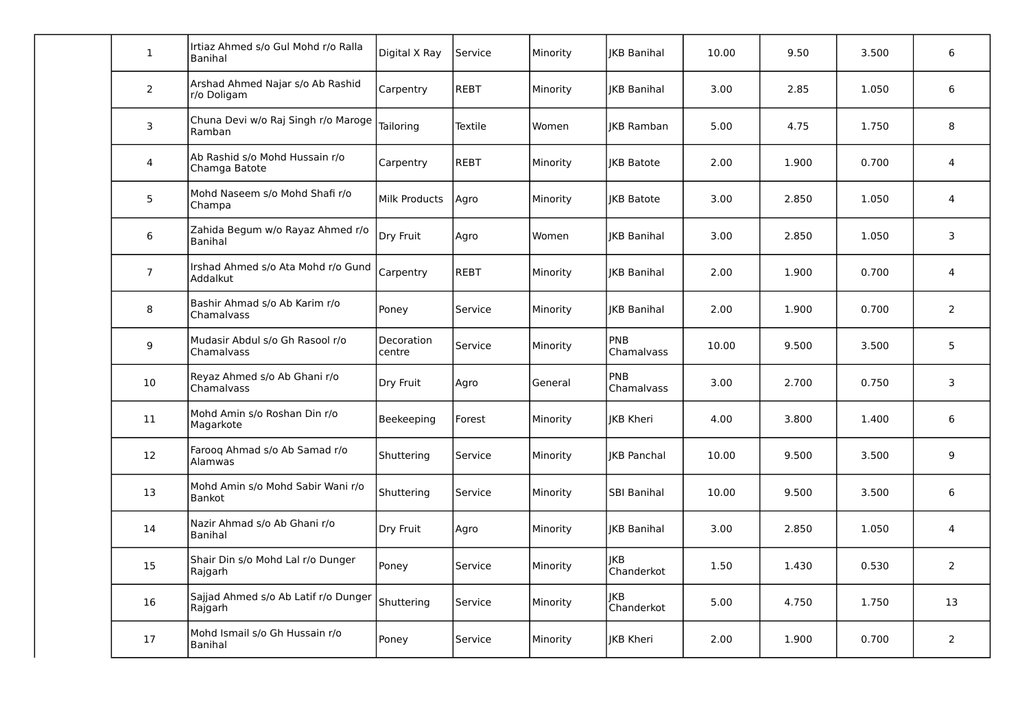| | | | | | | | | | | |
|---|---|---|---|---|---|---|---|---|---|---|
| | 1 | Irtiaz Ahmed s/o Gul Mohd r/o Ralla Banihal | Digital X Ray | Service | Minority | JKB Banihal | 10.00 | 9.50 | 3.500 | 6 |
| | 2 | Arshad Ahmed Najar s/o Ab Rashid r/o Doligam | Carpentry | REBT | Minority | JKB Banihal | 3.00 | 2.85 | 1.050 | 6 |
| | 3 | Chuna Devi w/o Raj Singh r/o Maroge Ramban | Tailoring | Textile | Women | JKB Ramban | 5.00 | 4.75 | 1.750 | 8 |
| | 4 | Ab Rashid s/o Mohd Hussain r/o Chamga Batote | Carpentry | REBT | Minority | JKB Batote | 2.00 | 1.900 | 0.700 | 4 |
| | 5 | Mohd Naseem s/o Mohd Shafi r/o Champa | Milk Products | Agro | Minority | JKB Batote | 3.00 | 2.850 | 1.050 | 4 |
| | 6 | Zahida Begum w/o Rayaz Ahmed r/o Banihal | Dry Fruit | Agro | Women | JKB Banihal | 3.00 | 2.850 | 1.050 | 3 |
| | 7 | Irshad Ahmed s/o Ata Mohd r/o Gund Addalkut | Carpentry | REBT | Minority | JKB Banihal | 2.00 | 1.900 | 0.700 | 4 |
| | 8 | Bashir Ahmad s/o Ab Karim r/o Chamalvass | Poney | Service | Minority | JKB Banihal | 2.00 | 1.900 | 0.700 | 2 |
| | 9 | Mudasir Abdul s/o Gh Rasool r/o Chamalvass | Decoration centre | Service | Minority | PNB Chamalvass | 10.00 | 9.500 | 3.500 | 5 |
| | 10 | Reyaz Ahmed s/o Ab Ghani r/o Chamalvass | Dry Fruit | Agro | General | PNB Chamalvass | 3.00 | 2.700 | 0.750 | 3 |
| | 11 | Mohd Amin s/o Roshan Din r/o Magarkote | Beekeeping | Forest | Minority | JKB Kheri | 4.00 | 3.800 | 1.400 | 6 |
| | 12 | Farooq Ahmad s/o Ab Samad r/o Alamwas | Shuttering | Service | Minority | JKB Panchal | 10.00 | 9.500 | 3.500 | 9 |
| | 13 | Mohd Amin s/o Mohd Sabir Wani r/o Bankot | Shuttering | Service | Minority | SBI Banihal | 10.00 | 9.500 | 3.500 | 6 |
| | 14 | Nazir Ahmad s/o Ab Ghani r/o Banihal | Dry Fruit | Agro | Minority | JKB Banihal | 3.00 | 2.850 | 1.050 | 4 |
| | 15 | Shair Din s/o Mohd Lal r/o Dunger Rajgarh | Poney | Service | Minority | JKB Chanderkot | 1.50 | 1.430 | 0.530 | 2 |
| | 16 | Sajjad Ahmed s/o Ab Latif r/o Dunger Rajgarh | Shuttering | Service | Minority | JKB Chanderkot | 5.00 | 4.750 | 1.750 | 13 |
| | 17 | Mohd Ismail s/o Gh Hussain r/o Banihal | Poney | Service | Minority | JKB Kheri | 2.00 | 1.900 | 0.700 | 2 |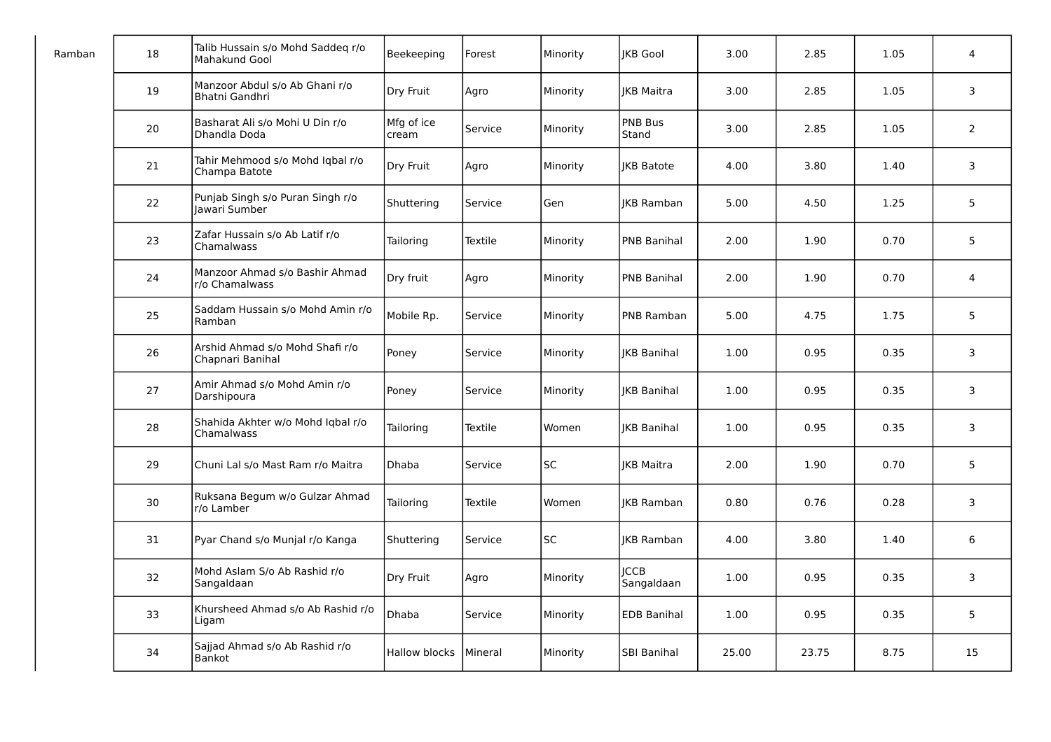| Ramban | 18 | Talib Hussain s/o Mohd Saddeq r/o Mahakund Gool | Beekeeping | Forest | Minority | JKB Gool | 3.00 | 2.85 | 1.05 | 4 |
|---|---|---|---|---|---|---|---|---|---|---|
| | 19 | Manzoor Abdul s/o Ab Ghani r/o Bhatni Gandhri | Dry Fruit | Agro | Minority | JKB Maitra | 3.00 | 2.85 | 1.05 | 3 |
| | 20 | Basharat Ali s/o Mohi U Din r/o Dhandla Doda | Mfg of ice cream | Service | Minority | PNB Bus Stand | 3.00 | 2.85 | 1.05 | 2 |
| | 21 | Tahir Mehmood s/o Mohd Iqbal r/o Champa Batote | Dry Fruit | Agro | Minority | JKB Batote | 4.00 | 3.80 | 1.40 | 3 |
| | 22 | Punjab Singh s/o Puran Singh r/o Jawari Sumber | Shuttering | Service | Gen | JKB Ramban | 5.00 | 4.50 | 1.25 | 5 |
| | 23 | Zafar Hussain s/o Ab Latif r/o Chamalwass | Tailoring | Textile | Minority | PNB Banihal | 2.00 | 1.90 | 0.70 | 5 |
| | 24 | Manzoor Ahmad s/o Bashir Ahmad r/o Chamalwass | Dry fruit | Agro | Minority | PNB Banihal | 2.00 | 1.90 | 0.70 | 4 |
| | 25 | Saddam Hussain s/o Mohd Amin r/o Ramban | Mobile Rp. | Service | Minority | PNB Ramban | 5.00 | 4.75 | 1.75 | 5 |
| | 26 | Arshid Ahmad s/o Mohd Shafi r/o Chapnari Banihal | Poney | Service | Minority | JKB Banihal | 1.00 | 0.95 | 0.35 | 3 |
| | 27 | Amir Ahmad s/o Mohd Amin r/o Darshipoura | Poney | Service | Minority | JKB Banihal | 1.00 | 0.95 | 0.35 | 3 |
| | 28 | Shahida Akhter w/o Mohd Iqbal r/o Chamalwass | Tailoring | Textile | Women | JKB Banihal | 1.00 | 0.95 | 0.35 | 3 |
| | 29 | Chuni Lal s/o Mast Ram r/o Maitra | Dhaba | Service | SC | JKB Maitra | 2.00 | 1.90 | 0.70 | 5 |
| | 30 | Ruksana Begum w/o Gulzar Ahmad r/o Lamber | Tailoring | Textile | Women | JKB Ramban | 0.80 | 0.76 | 0.28 | 3 |
| | 31 | Pyar Chand s/o Munjal r/o Kanga | Shuttering | Service | SC | JKB Ramban | 4.00 | 3.80 | 1.40 | 6 |
| | 32 | Mohd Aslam S/o Ab Rashid r/o Sangaldaan | Dry Fruit | Agro | Minority | JCCB Sangaldaan | 1.00 | 0.95 | 0.35 | 3 |
| | 33 | Khursheed Ahmad s/o Ab Rashid r/o Ligam | Dhaba | Service | Minority | EDB Banihal | 1.00 | 0.95 | 0.35 | 5 |
| | 34 | Sajjad Ahmad s/o Ab Rashid r/o Bankot | Hallow blocks | Mineral | Minority | SBI Banihal | 25.00 | 23.75 | 8.75 | 15 |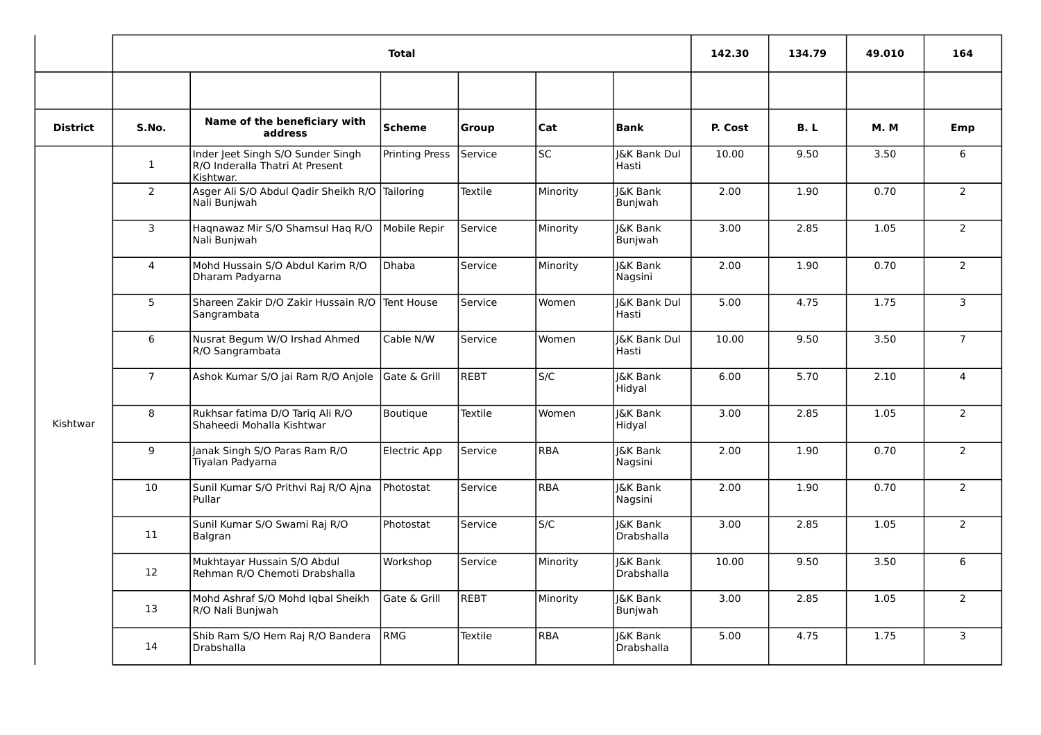| | Total | | | | | | 142.30 | 134.79 | 49.010 | 164 |
|---|---|---|---|---|---|---|---|---|---|---|
| | | | | | | | | | | |
| **District** | **S.No.** | **Name of the beneficiary with address** | **Scheme** | **Group** | **Cat** | **Bank** | **P. Cost** | **B. L** | **M. M** | **Emp** |
| Kishtwar | 1 | Inder Jeet Singh S/O Sunder Singh R/O Inderalla Thatri At Present Kishtwar. | Printing Press | Service | SC | J&K Bank Dul Hasti | 10.00 | 9.50 | 3.50 | 6 |
| | 2 | Asger Ali S/O Abdul Qadir Sheikh R/O Nali Bunjwah | Tailoring | Textile | Minority | J&K Bank Bunjwah | 2.00 | 1.90 | 0.70 | 2 |
| | 3 | Haqnawaz Mir S/O Shamsul Haq R/O Nali Bunjwah | Mobile Repir | Service | Minority | J&K Bank Bunjwah | 3.00 | 2.85 | 1.05 | 2 |
| | 4 | Mohd Hussain S/O Abdul Karim R/O Dharam Padyarna | Dhaba | Service | Minority | J&K Bank Nagsini | 2.00 | 1.90 | 0.70 | 2 |
| | 5 | Shareen Zakir D/O Zakir Hussain R/O Sangrambata | Tent House | Service | Women | J&K Bank Dul Hasti | 5.00 | 4.75 | 1.75 | 3 |
| | 6 | Nusrat Begum W/O Irshad Ahmed R/O Sangrambata | Cable N/W | Service | Women | J&K Bank Dul Hasti | 10.00 | 9.50 | 3.50 | 7 |
| | 7 | Ashok Kumar S/O jai Ram R/O Anjole | Gate & Grill | REBT | S/C | J&K Bank Hidyal | 6.00 | 5.70 | 2.10 | 4 |
| | 8 | Rukhsar fatima D/O Tariq Ali R/O Shaheedi Mohalla Kishtwar | Boutique | Textile | Women | J&K Bank Hidyal | 3.00 | 2.85 | 1.05 | 2 |
| | 9 | Janak Singh S/O Paras Ram R/O Tiyalan Padyarna | Electric App | Service | RBA | J&K Bank Nagsini | 2.00 | 1.90 | 0.70 | 2 |
| | 10 | Sunil Kumar S/O Prithvi Raj R/O Ajna Pullar | Photostat | Service | RBA | J&K Bank Nagsini | 2.00 | 1.90 | 0.70 | 2 |
| | 11 | Sunil Kumar S/O Swami Raj R/O Balgran | Photostat | Service | S/C | J&K Bank Drabshalla | 3.00 | 2.85 | 1.05 | 2 |
| | 12 | Mukhtayar Hussain S/O Abdul Rehman R/O Chemoti Drabshalla | Workshop | Service | Minority | J&K Bank Drabshalla | 10.00 | 9.50 | 3.50 | 6 |
| | 13 | Mohd Ashraf S/O Mohd Iqbal Sheikh R/O Nali Bunjwah | Gate & Grill | REBT | Minority | J&K Bank Bunjwah | 3.00 | 2.85 | 1.05 | 2 |
| | 14 | Shib Ram S/O Hem Raj R/O Bandera Drabshalla | RMG | Textile | RBA | J&K Bank Drabshalla | 5.00 | 4.75 | 1.75 | 3 |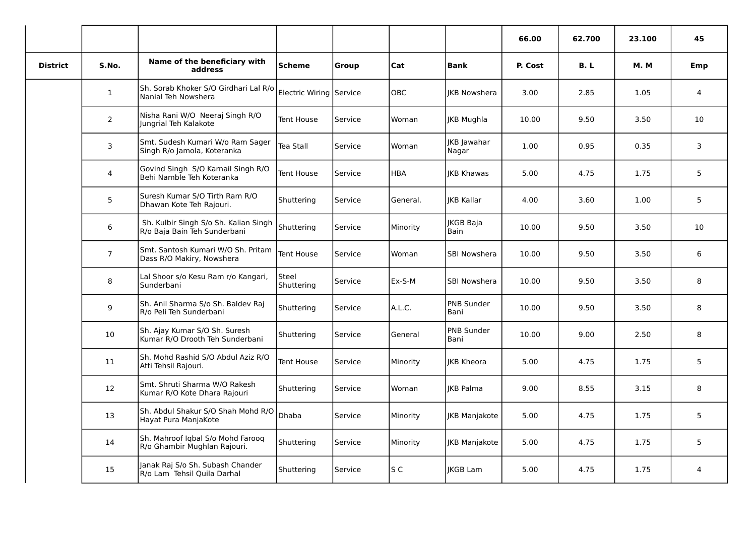| | | | | | | | 66.00 | 62.700 | 23.100 | 45 |
|---|---|---|---|---|---|---|---|---|---|---|
| **District** | **S.No.** | **Name of the beneficiary with address** | **Scheme** | **Group** | **Cat** | **Bank** | **P. Cost** | **B. L** | **M. M** | **Emp** |
| | 1 | Sh. Sorab Khoker S/O Girdhari Lal R/o Nanial Teh Nowshera | Electric Wiring | Service | OBC | JKB Nowshera | 3.00 | 2.85 | 1.05 | 4 |
| | 2 | Nisha Rani W/O Neeraj Singh R/O Jungrial Teh Kalakote | Tent House | Service | Woman | JKB Mughla | 10.00 | 9.50 | 3.50 | 10 |
| | 3 | Smt. Sudesh Kumari W/o Ram Sager Singh R/o Jamola, Koteranka | Tea Stall | Service | Woman | JKB Jawahar Nagar | 1.00 | 0.95 | 0.35 | 3 |
| | 4 | Govind Singh S/O Karnail Singh R/O Behi Namble Teh Koteranka | Tent House | Service | HBA | JKB Khawas | 5.00 | 4.75 | 1.75 | 5 |
| | 5 | Suresh Kumar S/O Tirth Ram R/O Dhawan Kote Teh Rajouri. | Shuttering | Service | General. | JKB Kallar | 4.00 | 3.60 | 1.00 | 5 |
| | 6 | Sh. Kulbir Singh S/o Sh. Kalian Singh R/o Baja Bain Teh Sunderbani | Shuttering | Service | Minority | JKGB Baja Bain | 10.00 | 9.50 | 3.50 | 10 |
| | 7 | Smt. Santosh Kumari W/O Sh. Pritam Dass R/O Makiry, Nowshera | Tent House | Service | Woman | SBI Nowshera | 10.00 | 9.50 | 3.50 | 6 |
| | 8 | Lal Shoor s/o Kesu Ram r/o Kangari, Sunderbani | Steel Shuttering | Service | Ex-S-M | SBI Nowshera | 10.00 | 9.50 | 3.50 | 8 |
| | 9 | Sh. Anil Sharma S/o Sh. Baldev Raj R/o Peli Teh Sunderbani | Shuttering | Service | A.L.C. | PNB Sunder Bani | 10.00 | 9.50 | 3.50 | 8 |
| | 10 | Sh. Ajay Kumar S/O Sh. Suresh Kumar R/O Drooth Teh Sunderbani | Shuttering | Service | General | PNB Sunder Bani | 10.00 | 9.00 | 2.50 | 8 |
| | 11 | Sh. Mohd Rashid S/O Abdul Aziz R/O Atti Tehsil Rajouri. | Tent House | Service | Minority | JKB Kheora | 5.00 | 4.75 | 1.75 | 5 |
| | 12 | Smt. Shruti Sharma W/O Rakesh Kumar R/O Kote Dhara Rajouri | Shuttering | Service | Woman | JKB Palma | 9.00 | 8.55 | 3.15 | 8 |
| | 13 | Sh. Abdul Shakur S/O Shah Mohd R/O Hayat Pura ManjaKote | Dhaba | Service | Minority | JKB Manjakote | 5.00 | 4.75 | 1.75 | 5 |
| | 14 | Sh. Mahroof Iqbal S/o Mohd Farooq R/o Ghambir Mughlan Rajouri. | Shuttering | Service | Minority | JKB Manjakote | 5.00 | 4.75 | 1.75 | 5 |
| | 15 | Janak Raj S/o Sh. Subash Chander R/o Lam Tehsil Quila Darhal | Shuttering | Service | S C | JKGB Lam | 5.00 | 4.75 | 1.75 | 4 |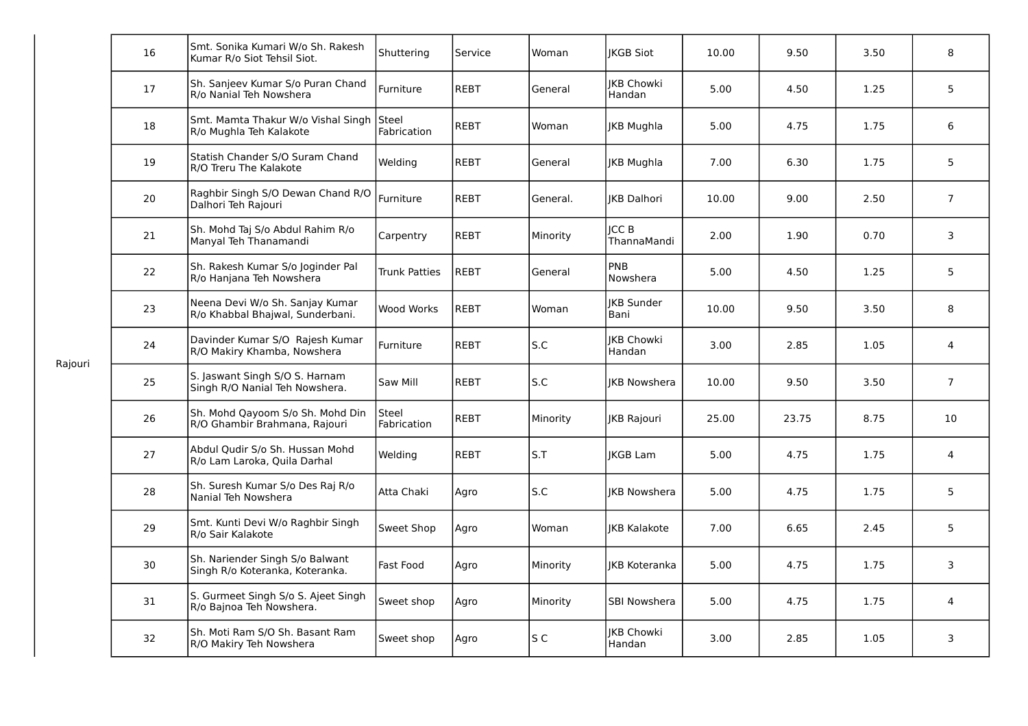|  |  |  |  |  |  |  |  |  |  |
|---|---|---|---|---|---|---|---|---|---|
| Rajouri | 16 | Smt. Sonika Kumari W/o Sh. Rakesh Kumar R/o Siot Tehsil Siot. | Shuttering | Service | Woman | JKGB Siot | 10.00 | 9.50 | 3.50 | 8 |
|  | 17 | Sh. Sanjeev Kumar S/o Puran Chand R/o Nanial Teh Nowshera | Furniture | REBT | General | JKB Chowki Handan | 5.00 | 4.50 | 1.25 | 5 |
|  | 18 | Smt. Mamta Thakur W/o Vishal Singh R/o Mughla Teh Kalakote | Steel Fabrication | REBT | Woman | JKB Mughla | 5.00 | 4.75 | 1.75 | 6 |
|  | 19 | Statish Chander S/O Suram Chand R/O Treru The Kalakote | Welding | REBT | General | JKB Mughla | 7.00 | 6.30 | 1.75 | 5 |
|  | 20 | Raghbir Singh S/O Dewan Chand R/O Dalhori Teh Rajouri | Furniture | REBT | General. | JKB Dalhori | 10.00 | 9.00 | 2.50 | 7 |
|  | 21 | Sh. Mohd Taj S/o Abdul Rahim R/o Manyal Teh Thanamandi | Carpentry | REBT | Minority | JCC B ThannaMandi | 2.00 | 1.90 | 0.70 | 3 |
|  | 22 | Sh. Rakesh Kumar S/o Joginder Pal R/o Hanjana Teh Nowshera | Trunk Patties | REBT | General | PNB Nowshera | 5.00 | 4.50 | 1.25 | 5 |
|  | 23 | Neena Devi W/o Sh. Sanjay Kumar R/o Khabbal Bhajwal, Sunderbani. | Wood Works | REBT | Woman | JKB Sunder Bani | 10.00 | 9.50 | 3.50 | 8 |
|  | 24 | Davinder Kumar S/O Rajesh Kumar R/O Makiry Khamba, Nowshera | Furniture | REBT | S.C | JKB Chowki Handan | 3.00 | 2.85 | 1.05 | 4 |
|  | 25 | S. Jaswant Singh S/O S. Harnam Singh R/O Nanial Teh Nowshera. | Saw Mill | REBT | S.C | JKB Nowshera | 10.00 | 9.50 | 3.50 | 7 |
|  | 26 | Sh. Mohd Qayoom S/o Sh. Mohd Din R/O Ghambir Brahmana, Rajouri | Steel Fabrication | REBT | Minority | JKB Rajouri | 25.00 | 23.75 | 8.75 | 10 |
|  | 27 | Abdul Qudir S/o Sh. Hussan Mohd R/o Lam Laroka, Quila Darhal | Welding | REBT | S.T | JKGB Lam | 5.00 | 4.75 | 1.75 | 4 |
|  | 28 | Sh. Suresh Kumar S/o Des Raj R/o Nanial Teh Nowshera | Atta Chaki | Agro | S.C | JKB Nowshera | 5.00 | 4.75 | 1.75 | 5 |
|  | 29 | Smt. Kunti Devi W/o Raghbir Singh R/o Sair Kalakote | Sweet Shop | Agro | Woman | JKB Kalakote | 7.00 | 6.65 | 2.45 | 5 |
|  | 30 | Sh. Nariender Singh S/o Balwant Singh R/o Koteranka, Koteranka. | Fast Food | Agro | Minority | JKB Koteranka | 5.00 | 4.75 | 1.75 | 3 |
|  | 31 | S. Gurmeet Singh S/o S. Ajeet Singh R/o Bajnoa Teh Nowshera. | Sweet shop | Agro | Minority | SBI Nowshera | 5.00 | 4.75 | 1.75 | 4 |
|  | 32 | Sh. Moti Ram S/O Sh. Basant Ram R/O Makiry Teh Nowshera | Sweet shop | Agro | S C | JKB Chowki Handan | 3.00 | 2.85 | 1.05 | 3 |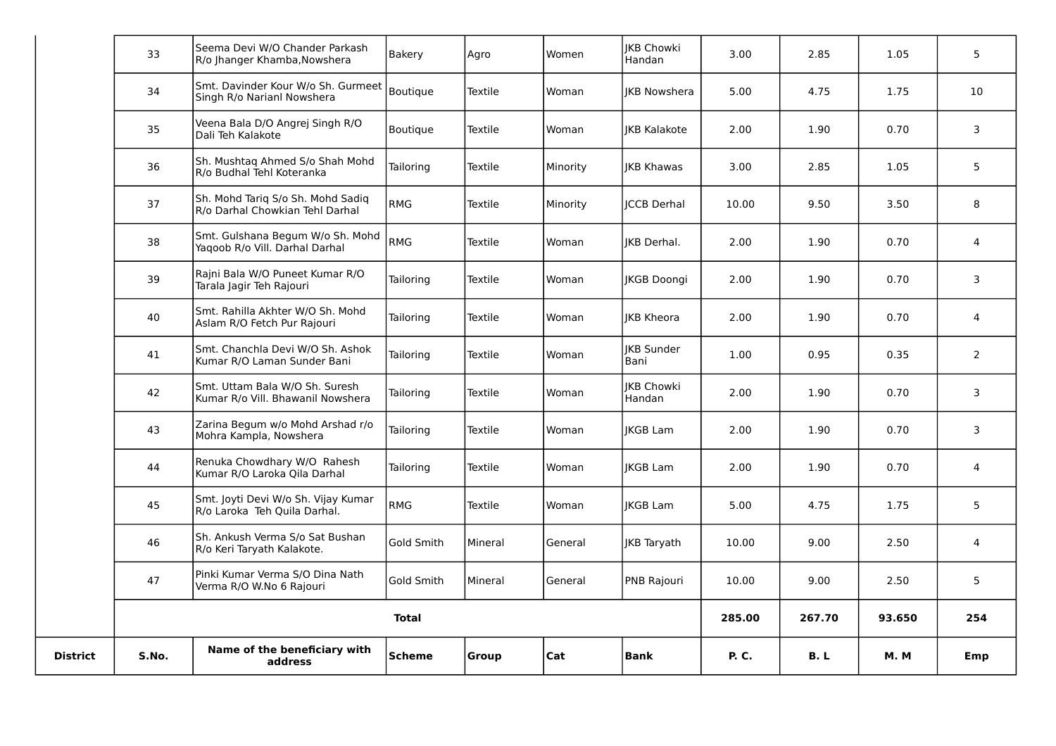| District | S.No. | Name of the beneficiary with address | Scheme | Group | Cat | Bank | P. C. | B. L | M. M | Emp |
|---|---|---|---|---|---|---|---|---|---|---|
| | 33 | Seema Devi W/O Chander Parkash R/o Jhanger Khamba,Nowshera | Bakery | Agro | Women | JKB Chowki Handan | 3.00 | 2.85 | 1.05 | 5 |
| | 34 | Smt. Davinder Kour W/o Sh. Gurmeet Singh R/o Narianl Nowshera | Boutique | Textile | Woman | JKB Nowshera | 5.00 | 4.75 | 1.75 | 10 |
| | 35 | Veena Bala D/O Angrej Singh R/O Dali Teh Kalakote | Boutique | Textile | Woman | JKB Kalakote | 2.00 | 1.90 | 0.70 | 3 |
| | 36 | Sh. Mushtaq Ahmed S/o Shah Mohd R/o Budhal Tehl Koteranka | Tailoring | Textile | Minority | JKB Khawas | 3.00 | 2.85 | 1.05 | 5 |
| | 37 | Sh. Mohd Tariq S/o Sh. Mohd Sadiq R/o Darhal Chowkian Tehl Darhal | RMG | Textile | Minority | JCCB Derhal | 10.00 | 9.50 | 3.50 | 8 |
| | 38 | Smt. Gulshana Begum W/o Sh. Mohd Yaqoob R/o Vill. Darhal Darhal | RMG | Textile | Woman | JKB Derhal. | 2.00 | 1.90 | 0.70 | 4 |
| | 39 | Rajni Bala W/O Puneet Kumar R/O Tarala Jagir Teh Rajouri | Tailoring | Textile | Woman | JKGB Doongi | 2.00 | 1.90 | 0.70 | 3 |
| | 40 | Smt. Rahilla Akhter W/O Sh. Mohd Aslam R/O Fetch Pur Rajouri | Tailoring | Textile | Woman | JKB Kheora | 2.00 | 1.90 | 0.70 | 4 |
| | 41 | Smt. Chanchla Devi W/O Sh. Ashok Kumar R/O Laman Sunder Bani | Tailoring | Textile | Woman | JKB Sunder Bani | 1.00 | 0.95 | 0.35 | 2 |
| | 42 | Smt. Uttam Bala W/O Sh. Suresh Kumar R/o Vill. Bhawanil Nowshera | Tailoring | Textile | Woman | JKB Chowki Handan | 2.00 | 1.90 | 0.70 | 3 |
| | 43 | Zarina Begum w/o Mohd Arshad r/o Mohra Kampla, Nowshera | Tailoring | Textile | Woman | JKGB Lam | 2.00 | 1.90 | 0.70 | 3 |
| | 44 | Renuka Chowdhary W/O Rahesh Kumar R/O Laroka Qila Darhal | Tailoring | Textile | Woman | JKGB Lam | 2.00 | 1.90 | 0.70 | 4 |
| | 45 | Smt. Joyti Devi W/o Sh. Vijay Kumar R/o Laroka Teh Quila Darhal. | RMG | Textile | Woman | JKGB Lam | 5.00 | 4.75 | 1.75 | 5 |
| | 46 | Sh. Ankush Verma S/o Sat Bushan R/o Keri Taryath Kalakote. | Gold Smith | Mineral | General | JKB Taryath | 10.00 | 9.00 | 2.50 | 4 |
| | 47 | Pinki Kumar Verma S/O Dina Nath Verma R/O W.No 6 Rajouri | Gold Smith | Mineral | General | PNB Rajouri | 10.00 | 9.00 | 2.50 | 5 |
| | | **Total** | | | | | **285.00** | **267.70** | **93.650** | **254** |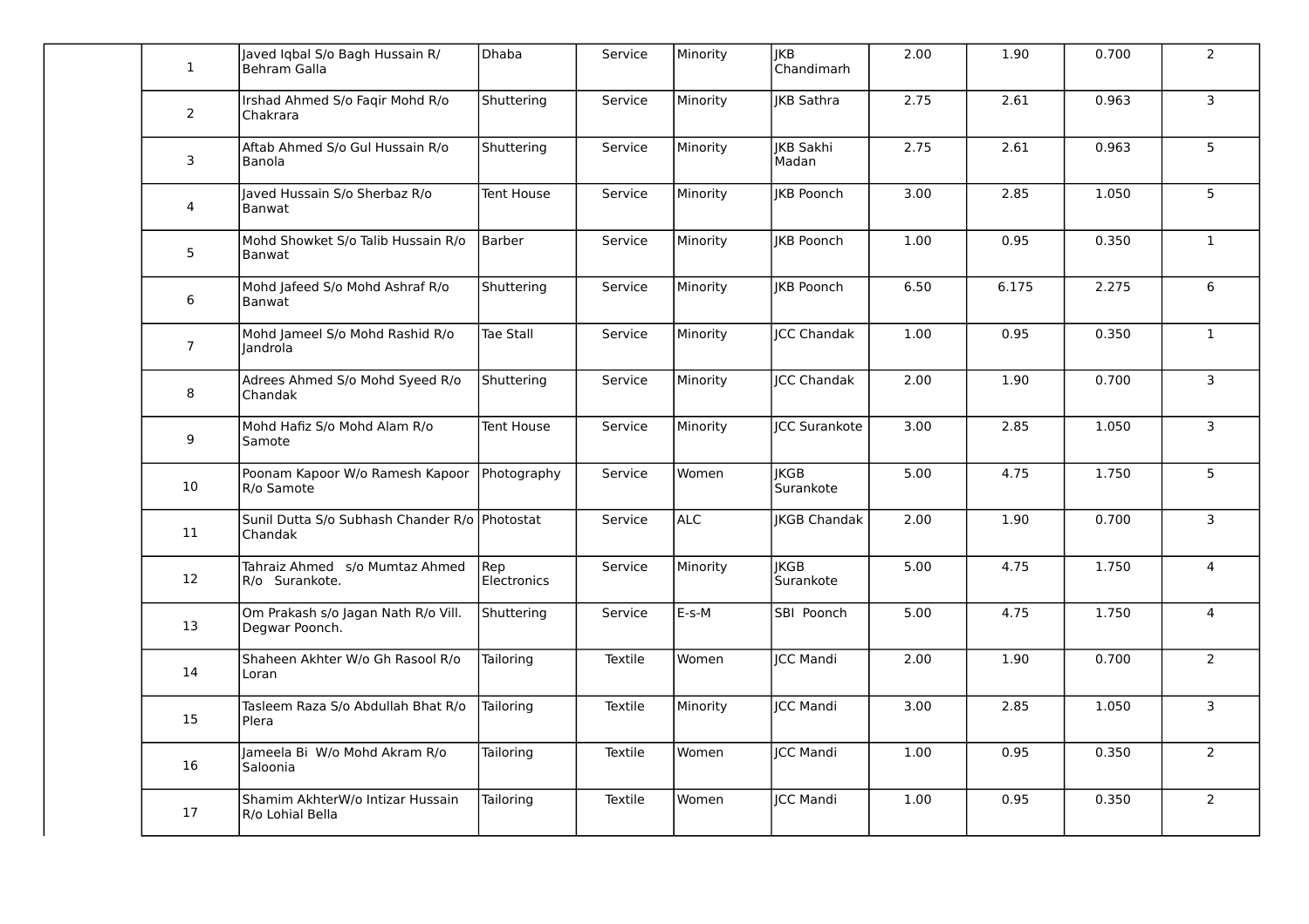|  |  |  |  |  |  |  |  |  |  |
|---|---|---|---|---|---|---|---|---|---|
| 1 | Javed Iqbal S/o Bagh Hussain R/ Behram Galla | Dhaba | Service | Minority | JKB Chandimarh | 2.00 | 1.90 | 0.700 | 2 |
| 2 | Irshad Ahmed S/o Faqir Mohd R/o Chakrara | Shuttering | Service | Minority | JKB Sathra | 2.75 | 2.61 | 0.963 | 3 |
| 3 | Aftab Ahmed S/o Gul Hussain R/o Banola | Shuttering | Service | Minority | JKB Sakhi Madan | 2.75 | 2.61 | 0.963 | 5 |
| 4 | Javed Hussain S/o Sherbaz R/o Banwat | Tent House | Service | Minority | JKB Poonch | 3.00 | 2.85 | 1.050 | 5 |
| 5 | Mohd Showket S/o Talib Hussain R/o Banwat | Barber | Service | Minority | JKB Poonch | 1.00 | 0.95 | 0.350 | 1 |
| 6 | Mohd Jafeed S/o Mohd Ashraf R/o Banwat | Shuttering | Service | Minority | JKB Poonch | 6.50 | 6.175 | 2.275 | 6 |
| 7 | Mohd Jameel S/o Mohd Rashid R/o Jandrola | Tae Stall | Service | Minority | JCC Chandak | 1.00 | 0.95 | 0.350 | 1 |
| 8 | Adrees Ahmed S/o Mohd Syeed R/o Chandak | Shuttering | Service | Minority | JCC Chandak | 2.00 | 1.90 | 0.700 | 3 |
| 9 | Mohd Hafiz S/o Mohd Alam R/o Samote | Tent House | Service | Minority | JCC Surankote | 3.00 | 2.85 | 1.050 | 3 |
| 10 | Poonam Kapoor W/o Ramesh Kapoor R/o Samote | Photography | Service | Women | JKGB Surankote | 5.00 | 4.75 | 1.750 | 5 |
| 11 | Sunil Dutta S/o Subhash Chander R/o Chandak | Photostat | Service | ALC | JKGB Chandak | 2.00 | 1.90 | 0.700 | 3 |
| 12 | Tahraiz Ahmed s/o Mumtaz Ahmed R/o Surankote. | Rep Electronics | Service | Minority | JKGB Surankote | 5.00 | 4.75 | 1.750 | 4 |
| 13 | Om Prakash s/o Jagan Nath R/o Vill. Degwar Poonch. | Shuttering | Service | E-s-M | SBI Poonch | 5.00 | 4.75 | 1.750 | 4 |
| 14 | Shaheen Akhter W/o Gh Rasool R/o Loran | Tailoring | Textile | Women | JCC Mandi | 2.00 | 1.90 | 0.700 | 2 |
| 15 | Tasleem Raza S/o Abdullah Bhat R/o Plera | Tailoring | Textile | Minority | JCC Mandi | 3.00 | 2.85 | 1.050 | 3 |
| 16 | Jameela Bi W/o Mohd Akram R/o Saloonia | Tailoring | Textile | Women | JCC Mandi | 1.00 | 0.95 | 0.350 | 2 |
| 17 | Shamim AkhterW/o Intizar Hussain R/o Lohial Bella | Tailoring | Textile | Women | JCC Mandi | 1.00 | 0.95 | 0.350 | 2 |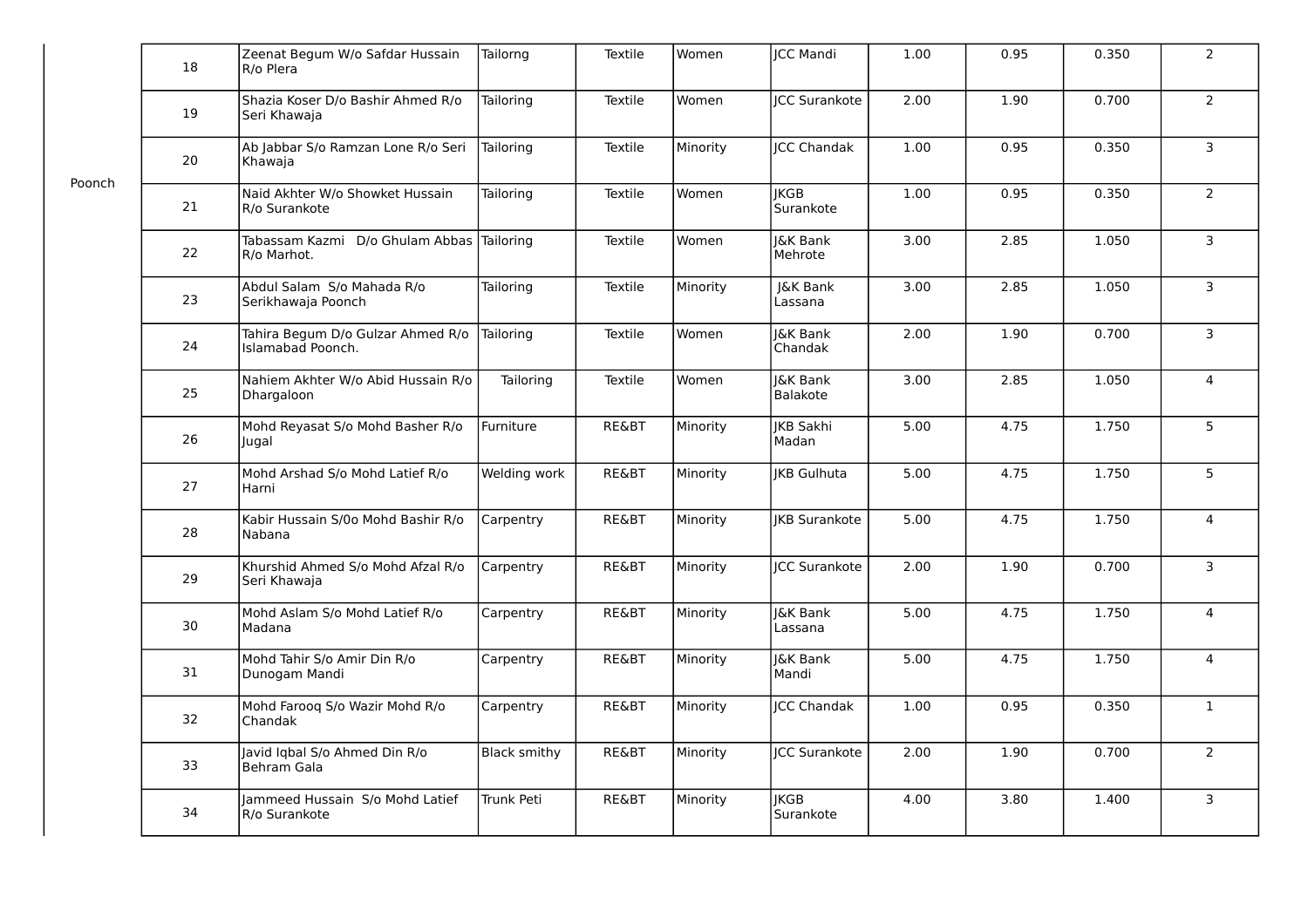| | | | | | | | | | | |
|---|---|---|---|---|---|---|---|---|---|---|
| Poonch | 18 | Zeenat Begum W/o Safdar Hussain R/o Plera | Tailorng | Textile | Women | JCC Mandi | 1.00 | 0.95 | 0.350 | 2 |
| | 19 | Shazia Koser D/o Bashir Ahmed R/o Seri Khawaja | Tailoring | Textile | Women | JCC Surankote | 2.00 | 1.90 | 0.700 | 2 |
| | 20 | Ab Jabbar S/o Ramzan Lone R/o Seri Khawaja | Tailoring | Textile | Minority | JCC Chandak | 1.00 | 0.95 | 0.350 | 3 |
| | 21 | Naid Akhter W/o Showket Hussain R/o Surankote | Tailoring | Textile | Women | JKGB Surankote | 1.00 | 0.95 | 0.350 | 2 |
| | 22 | Tabassam Kazmi D/o Ghulam Abbas R/o Marhot. | Tailoring | Textile | Women | J&K Bank Mehrote | 3.00 | 2.85 | 1.050 | 3 |
| | 23 | Abdul Salam S/o Mahada R/o Serikhawaja Poonch | Tailoring | Textile | Minority | J&K Bank Lassana | 3.00 | 2.85 | 1.050 | 3 |
| | 24 | Tahira Begum D/o Gulzar Ahmed R/o Islamabad Poonch. | Tailoring | Textile | Women | J&K Bank Chandak | 2.00 | 1.90 | 0.700 | 3 |
| | 25 | Nahiem Akhter W/o Abid Hussain R/o Dhargaloon | Tailoring | Textile | Women | J&K Bank Balakote | 3.00 | 2.85 | 1.050 | 4 |
| | 26 | Mohd Reyasat S/o Mohd Basher R/o Jugal | Furniture | RE&BT | Minority | JKB Sakhi Madan | 5.00 | 4.75 | 1.750 | 5 |
| | 27 | Mohd Arshad S/o Mohd Latief R/o Harni | Welding work | RE&BT | Minority | JKB Gulhuta | 5.00 | 4.75 | 1.750 | 5 |
| | 28 | Kabir Hussain S/0o Mohd Bashir R/o Nabana | Carpentry | RE&BT | Minority | JKB Surankote | 5.00 | 4.75 | 1.750 | 4 |
| | 29 | Khurshid Ahmed S/o Mohd Afzal R/o Seri Khawaja | Carpentry | RE&BT | Minority | JCC Surankote | 2.00 | 1.90 | 0.700 | 3 |
| | 30 | Mohd Aslam S/o Mohd Latief R/o Madana | Carpentry | RE&BT | Minority | J&K Bank Lassana | 5.00 | 4.75 | 1.750 | 4 |
| | 31 | Mohd Tahir S/o Amir Din R/o Dunogam Mandi | Carpentry | RE&BT | Minority | J&K Bank Mandi | 5.00 | 4.75 | 1.750 | 4 |
| | 32 | Mohd Farooq S/o Wazir Mohd R/o Chandak | Carpentry | RE&BT | Minority | JCC Chandak | 1.00 | 0.95 | 0.350 | 1 |
| | 33 | Javid Iqbal S/o Ahmed Din R/o Behram Gala | Black smithy | RE&BT | Minority | JCC Surankote | 2.00 | 1.90 | 0.700 | 2 |
| | 34 | Jammeed Hussain S/o Mohd Latief R/o Surankote | Trunk Peti | RE&BT | Minority | JKGB Surankote | 4.00 | 3.80 | 1.400 | 3 |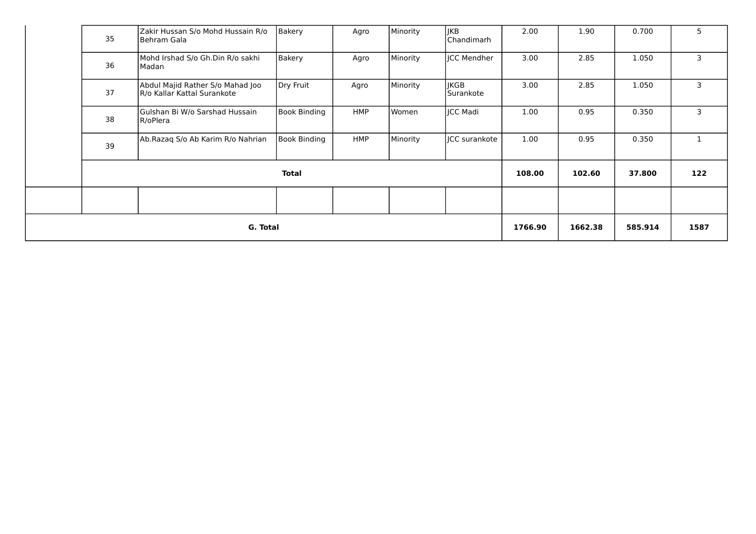| | | | | | | | | | | |
|---|---|---|---|---|---|---|---|---|---|---|
| | 35 | Zakir Hussan S/o Mohd Hussain R/o Behram Gala | Bakery | Agro | Minority | JKB Chandimarh | 2.00 | 1.90 | 0.700 | 5 |
| | 36 | Mohd Irshad S/o Gh.Din R/o sakhi Madan | Bakery | Agro | Minority | JCC Mendher | 3.00 | 2.85 | 1.050 | 3 |
| | 37 | Abdul Majid Rather S/o Mahad Joo R/o Kallar Kattal Surankote | Dry Fruit | Agro | Minority | JKGB Surankote | 3.00 | 2.85 | 1.050 | 3 |
| | 38 | Gulshan Bi W/o Sarshad Hussain R/oPlera | Book Binding | HMP | Women | JCC Madi | 1.00 | 0.95 | 0.350 | 3 |
| | 39 | Ab.Razaq S/o Ab Karim R/o Nahrian | Book Binding | HMP | Minority | JCC surankote | 1.00 | 0.95 | 0.350 | 1 |
| | **Total** | | | | | | **108.00** | **102.60** | **37.800** | **122** |
| | | | | | | | | | | |
| **G. Total** | | | | | | | **1766.90** | **1662.38** | **585.914** | **1587** |